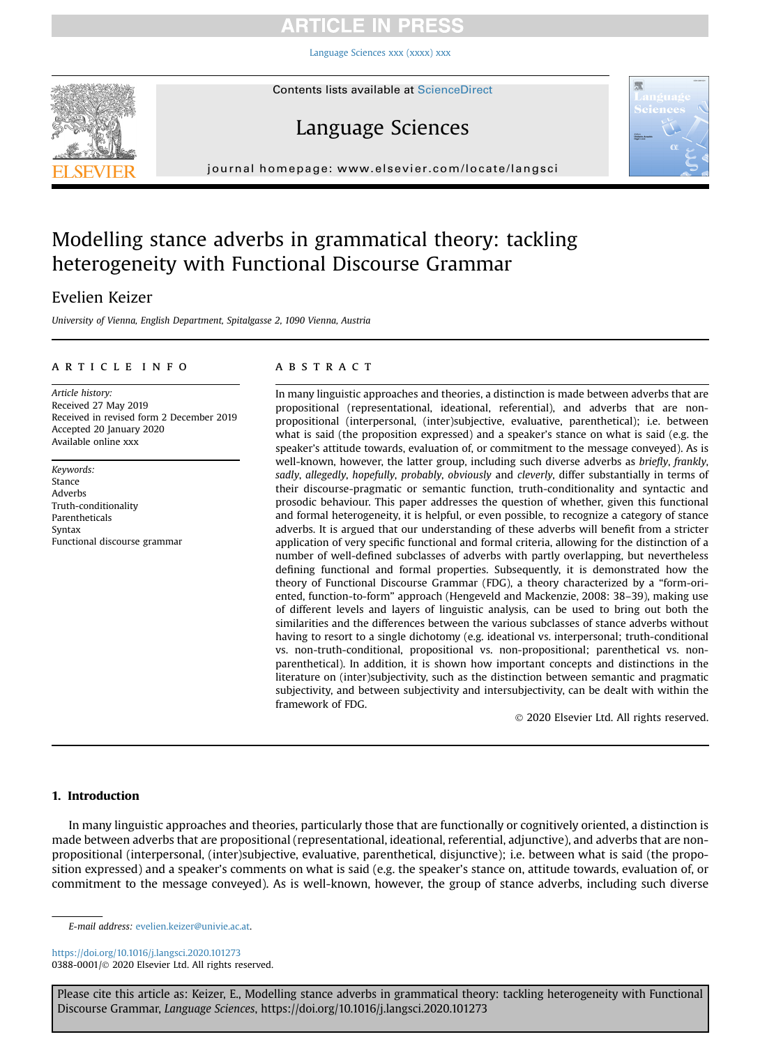# Modelling stance adverbs in grammatical theory: tackling heterogeneity with Functional Discourse Grammar

Evelien Keizer

*University of Vienna, English Department, Spitalgasse 2, 1090 Vienna, Austria*

## ARTICLE INFO

*Article history:*
Received 27 May 2019
Received in revised form 2 December 2019
Accepted 20 January 2020
Available online xxx

*Keywords:*
Stance
Adverbs
Truth-conditionality
Parentheticals
Syntax
Functional discourse grammar

## ABSTRACT

In many linguistic approaches and theories, a distinction is made between adverbs that are propositional (representational, ideational, referential), and adverbs that are non-propositional (interpersonal, (inter)subjective, evaluative, parenthetical); i.e. between what is said (the proposition expressed) and a speaker's stance on what is said (e.g. the speaker's attitude towards, evaluation of, or commitment to the message conveyed). As is well-known, however, the latter group, including such diverse adverbs as *briefly*, *frankly*, *sadly*, *allegedly*, *hopefully*, *probably*, *obviously* and *cleverly*, differ substantially in terms of their discourse-pragmatic or semantic function, truth-conditionality and syntactic and prosodic behaviour. This paper addresses the question of whether, given this functional and formal heterogeneity, it is helpful, or even possible, to recognize a category of stance adverbs. It is argued that our understanding of these adverbs will benefit from a stricter application of very specific functional and formal criteria, allowing for the distinction of a number of well-defined subclasses of adverbs with partly overlapping, but nevertheless defining functional and formal properties. Subsequently, it is demonstrated how the theory of Functional Discourse Grammar (FDG), a theory characterized by a "form-oriented, function-to-form" approach (Hengeveld and Mackenzie, 2008: 38–39), making use of different levels and layers of linguistic analysis, can be used to bring out both the similarities and the differences between the various subclasses of stance adverbs without having to resort to a single dichotomy (e.g. ideational vs. interpersonal; truth-conditional vs. non-truth-conditional, propositional vs. non-propositional; parenthetical vs. non-parenthetical). In addition, it is shown how important concepts and distinctions in the literature on (inter)subjectivity, such as the distinction between semantic and pragmatic subjectivity, and between subjectivity and intersubjectivity, can be dealt with within the framework of FDG.

© 2020 Elsevier Ltd. All rights reserved.

## 1. Introduction

In many linguistic approaches and theories, particularly those that are functionally or cognitively oriented, a distinction is made between adverbs that are propositional (representational, ideational, referential, adjunctive), and adverbs that are non-propositional (interpersonal, (inter)subjective, evaluative, parenthetical, disjunctive); i.e. between what is said (the proposition expressed) and a speaker's comments on what is said (e.g. the speaker's stance on, attitude towards, evaluation of, or commitment to the message conveyed). As is well-known, however, the group of stance adverbs, including such diverse

E-mail address: evelien.keizer@univie.ac.at.

https://doi.org/10.1016/j.langsci.2020.101273
0388-0001/© 2020 Elsevier Ltd. All rights reserved.

Please cite this article as: Keizer, E., Modelling stance adverbs in grammatical theory: tackling heterogeneity with Functional Discourse Grammar, *Language Sciences*, https://doi.org/10.1016/j.langsci.2020.101273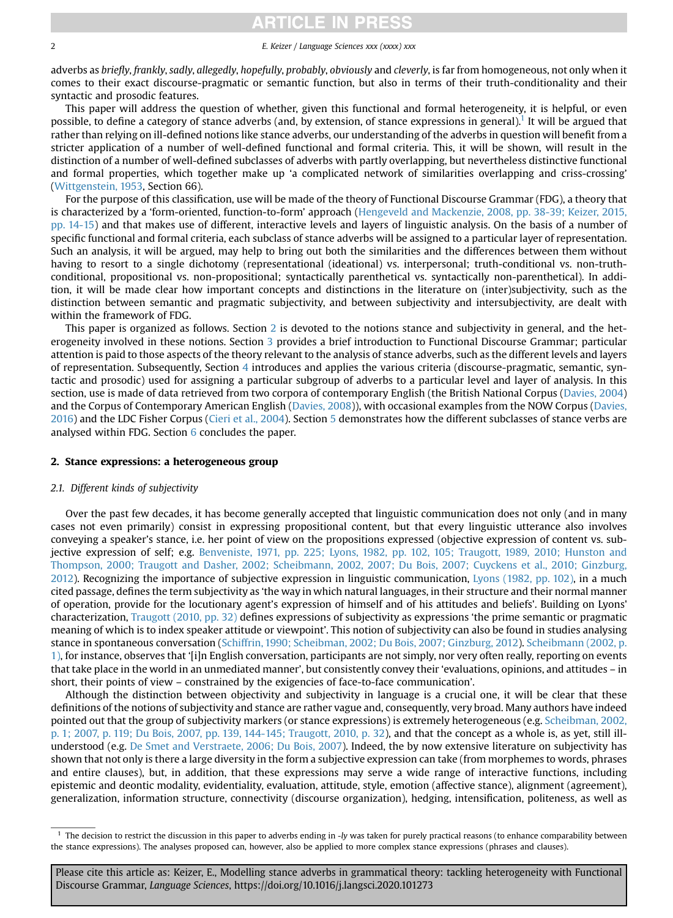adverbs as *briefly*, *frankly*, *sadly*, *allegedly*, *hopefully*, *probably*, *obviously* and *cleverly*, is far from homogeneous, not only when it comes to their exact discourse-pragmatic or semantic function, but also in terms of their truth-conditionality and their syntactic and prosodic features.

This paper will address the question of whether, given this functional and formal heterogeneity, it is helpful, or even possible, to define a category of stance adverbs (and, by extension, of stance expressions in general).[1] It will be argued that rather than relying on ill-defined notions like stance adverbs, our understanding of the adverbs in question will benefit from a stricter application of a number of well-defined functional and formal criteria. This, it will be shown, will result in the distinction of a number of well-defined subclasses of adverbs with partly overlapping, but nevertheless distinctive functional and formal properties, which together make up 'a complicated network of similarities overlapping and criss-crossing' (Wittgenstein, 1953, Section 66).

For the purpose of this classification, use will be made of the theory of Functional Discourse Grammar (FDG), a theory that is characterized by a 'form-oriented, function-to-form' approach (Hengeveld and Mackenzie, 2008, pp. 38-39; Keizer, 2015, pp. 14-15) and that makes use of different, interactive levels and layers of linguistic analysis. On the basis of a number of specific functional and formal criteria, each subclass of stance adverbs will be assigned to a particular layer of representation. Such an analysis, it will be argued, may help to bring out both the similarities and the differences between them without having to resort to a single dichotomy (representational (ideational) vs. interpersonal; truth-conditional vs. non-truth-conditional, propositional vs. non-propositional; syntactically parenthetical vs. syntactically non-parenthetical). In addition, it will be made clear how important concepts and distinctions in the literature on (inter)subjectivity, such as the distinction between semantic and pragmatic subjectivity, and between subjectivity and intersubjectivity, are dealt with within the framework of FDG.

This paper is organized as follows. Section 2 is devoted to the notions stance and subjectivity in general, and the heterogeneity involved in these notions. Section 3 provides a brief introduction to Functional Discourse Grammar; particular attention is paid to those aspects of the theory relevant to the analysis of stance adverbs, such as the different levels and layers of representation. Subsequently, Section 4 introduces and applies the various criteria (discourse-pragmatic, semantic, syntactic and prosodic) used for assigning a particular subgroup of adverbs to a particular level and layer of analysis. In this section, use is made of data retrieved from two corpora of contemporary English (the British National Corpus (Davies, 2004) and the Corpus of Contemporary American English (Davies, 2008)), with occasional examples from the NOW Corpus (Davies, 2016) and the LDC Fisher Corpus (Cieri et al., 2004). Section 5 demonstrates how the different subclasses of stance verbs are analysed within FDG. Section 6 concludes the paper.

## 2. Stance expressions: a heterogeneous group

### 2.1. Different kinds of subjectivity

Over the past few decades, it has become generally accepted that linguistic communication does not only (and in many cases not even primarily) consist in expressing propositional content, but that every linguistic utterance also involves conveying a speaker's stance, i.e. her point of view on the propositions expressed (objective expression of content vs. subjective expression of self; e.g. Benveniste, 1971, pp. 225; Lyons, 1982, pp. 102, 105; Traugott, 1989, 2010; Hunston and Thompson, 2000; Traugott and Dasher, 2002; Scheibmann, 2002, 2007; Du Bois, 2007; Cuyckens et al., 2010; Ginzburg, 2012). Recognizing the importance of subjective expression in linguistic communication, Lyons (1982, pp. 102), in a much cited passage, defines the term subjectivity as 'the way in which natural languages, in their structure and their normal manner of operation, provide for the locutionary agent's expression of himself and of his attitudes and beliefs'. Building on Lyons' characterization, Traugott (2010, pp. 32) defines expressions of subjectivity as expressions 'the prime semantic or pragmatic meaning of which is to index speaker attitude or viewpoint'. This notion of subjectivity can also be found in studies analysing stance in spontaneous conversation (Schiffrin, 1990; Scheibman, 2002; Du Bois, 2007; Ginzburg, 2012). Scheibmann (2002, p. 1), for instance, observes that '[i]n English conversation, participants are not simply, nor very often really, reporting on events that take place in the world in an unmediated manner', but consistently convey their 'evaluations, opinions, and attitudes – in short, their points of view – constrained by the exigencies of face-to-face communication'.

Although the distinction between objectivity and subjectivity in language is a crucial one, it will be clear that these definitions of the notions of subjectivity and stance are rather vague and, consequently, very broad. Many authors have indeed pointed out that the group of subjectivity markers (or stance expressions) is extremely heterogeneous (e.g. Scheibman, 2002, p. 1; 2007, p. 119; Du Bois, 2007, pp. 139, 144-145; Traugott, 2010, p. 32), and that the concept as a whole is, as yet, still ill-understood (e.g. De Smet and Verstraete, 2006; Du Bois, 2007). Indeed, the by now extensive literature on subjectivity has shown that not only is there a large diversity in the form a subjective expression can take (from morphemes to words, phrases and entire clauses), but, in addition, that these expressions may serve a wide range of interactive functions, including epistemic and deontic modality, evidentiality, evaluation, attitude, style, emotion (affective stance), alignment (agreement), generalization, information structure, connectivity (discourse organization), hedging, intensification, politeness, as well as

[1] The decision to restrict the discussion in this paper to adverbs ending in *-ly* was taken for purely practical reasons (to enhance comparability between the stance expressions). The analyses proposed can, however, also be applied to more complex stance expressions (phrases and clauses).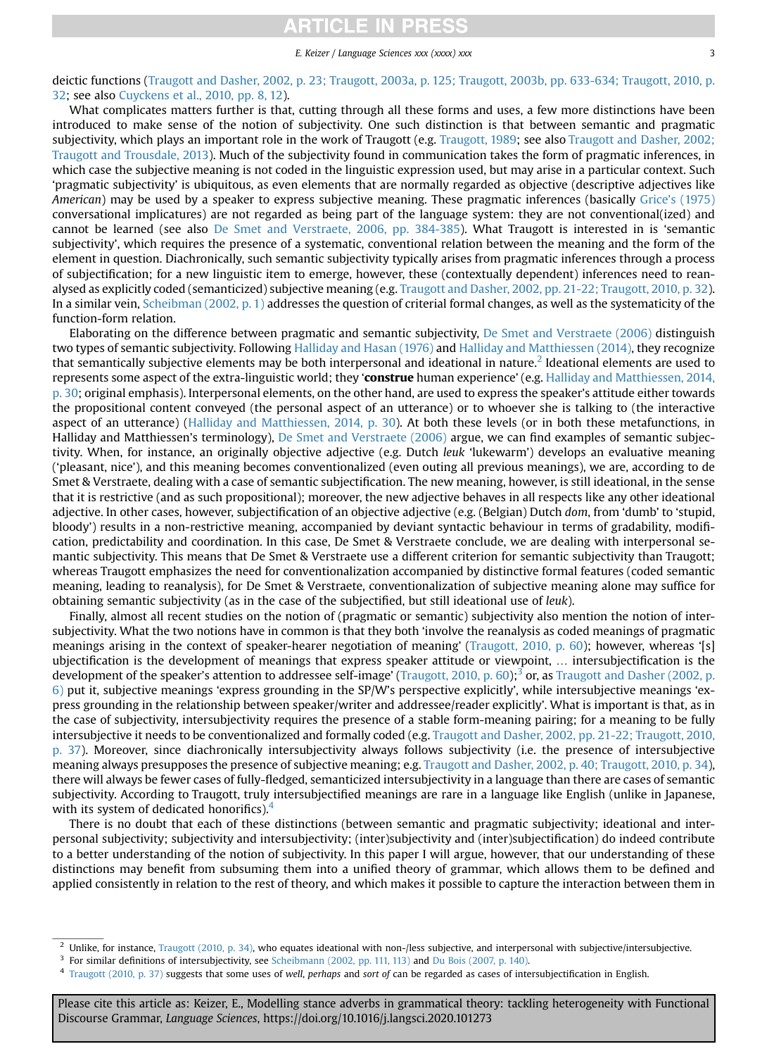deictic functions (Traugott and Dasher, 2002, p. 23; Traugott, 2003a, p. 125; Traugott, 2003b, pp. 633-634; Traugott, 2010, p. 32; see also Cuyckens et al., 2010, pp. 8, 12).

What complicates matters further is that, cutting through all these forms and uses, a few more distinctions have been introduced to make sense of the notion of subjectivity. One such distinction is that between semantic and pragmatic subjectivity, which plays an important role in the work of Traugott (e.g. Traugott, 1989; see also Traugott and Dasher, 2002; Traugott and Trousdale, 2013). Much of the subjectivity found in communication takes the form of pragmatic inferences, in which case the subjective meaning is not coded in the linguistic expression used, but may arise in a particular context. Such 'pragmatic subjectivity' is ubiquitous, as even elements that are normally regarded as objective (descriptive adjectives like *American*) may be used by a speaker to express subjective meaning. These pragmatic inferences (basically Grice's (1975) conversational implicatures) are not regarded as being part of the language system: they are not conventional(ized) and cannot be learned (see also De Smet and Verstraete, 2006, pp. 384-385). What Traugott is interested in is 'semantic subjectivity', which requires the presence of a systematic, conventional relation between the meaning and the form of the element in question. Diachronically, such semantic subjectivity typically arises from pragmatic inferences through a process of subjectification; for a new linguistic item to emerge, however, these (contextually dependent) inferences need to reanalysed as explicitly coded (semanticized) subjective meaning (e.g. Traugott and Dasher, 2002, pp. 21-22; Traugott, 2010, p. 32). In a similar vein, Scheibman (2002, p. 1) addresses the question of criterial formal changes, as well as the systematicity of the function-form relation.

Elaborating on the difference between pragmatic and semantic subjectivity, De Smet and Verstraete (2006) distinguish two types of semantic subjectivity. Following Halliday and Hasan (1976) and Halliday and Matthiessen (2014), they recognize that semantically subjective elements may be both interpersonal and ideational in nature.[2] Ideational elements are used to represents some aspect of the extra-linguistic world; they '**construe** human experience' (e.g. Halliday and Matthiessen, 2014, p. 30; original emphasis). Interpersonal elements, on the other hand, are used to express the speaker's attitude either towards the propositional content conveyed (the personal aspect of an utterance) or to whoever she is talking to (the interactive aspect of an utterance) (Halliday and Matthiessen, 2014, p. 30). At both these levels (or in both these metafunctions, in Halliday and Matthiessen's terminology), De Smet and Verstraete (2006) argue, we can find examples of semantic subjectivity. When, for instance, an originally objective adjective (e.g. Dutch *leuk* 'lukewarm') develops an evaluative meaning ('pleasant, nice'), and this meaning becomes conventionalized (even outing all previous meanings), we are, according to de Smet & Verstraete, dealing with a case of semantic subjectification. The new meaning, however, is still ideational, in the sense that it is restrictive (and as such propositional); moreover, the new adjective behaves in all respects like any other ideational adjective. In other cases, however, subjectification of an objective adjective (e.g. (Belgian) Dutch *dom*, from 'dumb' to 'stupid, bloody') results in a non-restrictive meaning, accompanied by deviant syntactic behaviour in terms of gradability, modification, predictability and coordination. In this case, De Smet & Verstraete conclude, we are dealing with interpersonal semantic subjectivity. This means that De Smet & Verstraete use a different criterion for semantic subjectivity than Traugott; whereas Traugott emphasizes the need for conventionalization accompanied by distinctive formal features (coded semantic meaning, leading to reanalysis), for De Smet & Verstraete, conventionalization of subjective meaning alone may suffice for obtaining semantic subjectivity (as in the case of the subjectified, but still ideational use of *leuk*).

Finally, almost all recent studies on the notion of (pragmatic or semantic) subjectivity also mention the notion of intersubjectivity. What the two notions have in common is that they both 'involve the reanalysis as coded meanings of pragmatic meanings arising in the context of speaker-hearer negotiation of meaning' (Traugott, 2010, p. 60); however, whereas '[s]ubjectification is the development of meanings that express speaker attitude or viewpoint, … intersubjectification is the development of the speaker's attention to addressee self-image' (Traugott, 2010, p. 60);[3] or, as Traugott and Dasher (2002, p. 6) put it, subjective meanings 'express grounding in the SP/W's perspective explicitly', while intersubjective meanings 'express grounding in the relationship between speaker/writer and addressee/reader explicitly'. What is important is that, as in the case of subjectivity, intersubjectivity requires the presence of a stable form-meaning pairing; for a meaning to be fully intersubjective it needs to be conventionalized and formally coded (e.g. Traugott and Dasher, 2002, pp. 21-22; Traugott, 2010, p. 37). Moreover, since diachronically intersubjectivity always follows subjectivity (i.e. the presence of intersubjective meaning always presupposes the presence of subjective meaning; e.g. Traugott and Dasher, 2002, p. 40; Traugott, 2010, p. 34), there will always be fewer cases of fully-fledged, semanticized intersubjectivity in a language than there are cases of semantic subjectivity. According to Traugott, truly intersubjectified meanings are rare in a language like English (unlike in Japanese, with its system of dedicated honorifics).[4]

There is no doubt that each of these distinctions (between semantic and pragmatic subjectivity; ideational and interpersonal subjectivity; subjectivity and intersubjectivity; (inter)subjectivity and (inter)subjectification) do indeed contribute to a better understanding of the notion of subjectivity. In this paper I will argue, however, that our understanding of these distinctions may benefit from subsuming them into a unified theory of grammar, which allows them to be defined and applied consistently in relation to the rest of theory, and which makes it possible to capture the interaction between them in

[2] Unlike, for instance, Traugott (2010, p. 34), who equates ideational with non-/less subjective, and interpersonal with subjective/intersubjective.

[3] For similar definitions of intersubjectivity, see Scheibmann (2002, pp. 111, 113) and Du Bois (2007, p. 140).

[4] Traugott (2010, p. 37) suggests that some uses of *well*, *perhaps* and *sort of* can be regarded as cases of intersubjectification in English.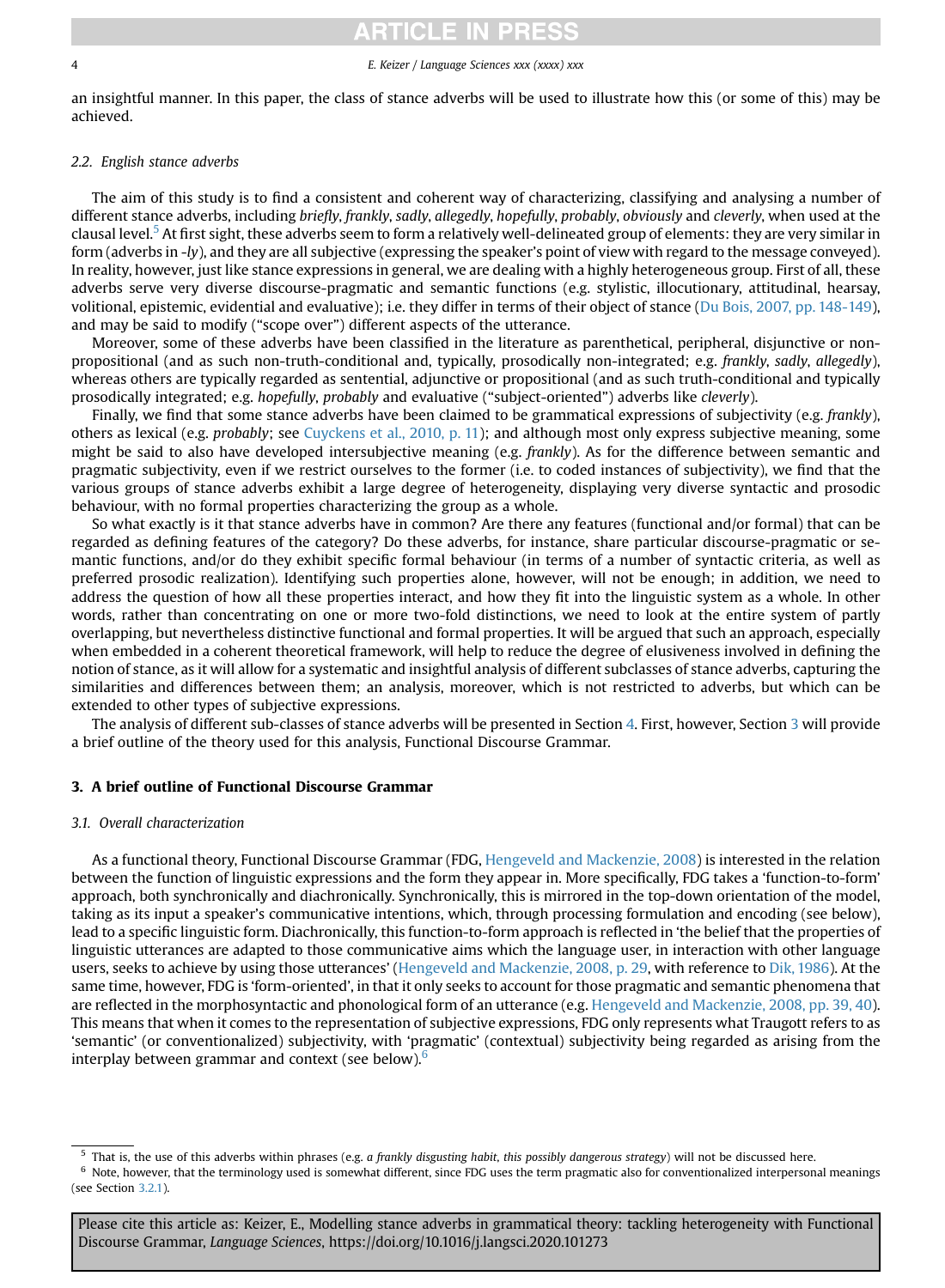an insightful manner. In this paper, the class of stance adverbs will be used to illustrate how this (or some of this) may be achieved.

### 2.2. English stance adverbs

The aim of this study is to find a consistent and coherent way of characterizing, classifying and analysing a number of different stance adverbs, including *briefly*, *frankly*, *sadly*, *allegedly*, *hopefully*, *probably*, *obviously* and *cleverly*, when used at the clausal level.[5] At first sight, these adverbs seem to form a relatively well-delineated group of elements: they are very similar in form (adverbs in *-ly*), and they are all subjective (expressing the speaker's point of view with regard to the message conveyed). In reality, however, just like stance expressions in general, we are dealing with a highly heterogeneous group. First of all, these adverbs serve very diverse discourse-pragmatic and semantic functions (e.g. stylistic, illocutionary, attitudinal, hearsay, volitional, epistemic, evidential and evaluative); i.e. they differ in terms of their object of stance (Du Bois, 2007, pp. 148-149), and may be said to modify ("scope over") different aspects of the utterance.

Moreover, some of these adverbs have been classified in the literature as parenthetical, peripheral, disjunctive or non-propositional (and as such non-truth-conditional and, typically, prosodically non-integrated; e.g. *frankly*, *sadly*, *allegedly*), whereas others are typically regarded as sentential, adjunctive or propositional (and as such truth-conditional and typically prosodically integrated; e.g. *hopefully*, *probably* and evaluative ("subject-oriented") adverbs like *cleverly*).

Finally, we find that some stance adverbs have been claimed to be grammatical expressions of subjectivity (e.g. *frankly*), others as lexical (e.g. *probably*; see Cuyckens et al., 2010, p. 11); and although most only express subjective meaning, some might be said to also have developed intersubjective meaning (e.g. *frankly*). As for the difference between semantic and pragmatic subjectivity, even if we restrict ourselves to the former (i.e. to coded instances of subjectivity), we find that the various groups of stance adverbs exhibit a large degree of heterogeneity, displaying very diverse syntactic and prosodic behaviour, with no formal properties characterizing the group as a whole.

So what exactly is it that stance adverbs have in common? Are there any features (functional and/or formal) that can be regarded as defining features of the category? Do these adverbs, for instance, share particular discourse-pragmatic or semantic functions, and/or do they exhibit specific formal behaviour (in terms of a number of syntactic criteria, as well as preferred prosodic realization). Identifying such properties alone, however, will not be enough; in addition, we need to address the question of how all these properties interact, and how they fit into the linguistic system as a whole. In other words, rather than concentrating on one or more two-fold distinctions, we need to look at the entire system of partly overlapping, but nevertheless distinctive functional and formal properties. It will be argued that such an approach, especially when embedded in a coherent theoretical framework, will help to reduce the degree of elusiveness involved in defining the notion of stance, as it will allow for a systematic and insightful analysis of different subclasses of stance adverbs, capturing the similarities and differences between them; an analysis, moreover, which is not restricted to adverbs, but which can be extended to other types of subjective expressions.

The analysis of different sub-classes of stance adverbs will be presented in Section 4. First, however, Section 3 will provide a brief outline of the theory used for this analysis, Functional Discourse Grammar.

## 3. A brief outline of Functional Discourse Grammar

### 3.1. Overall characterization

As a functional theory, Functional Discourse Grammar (FDG, Hengeveld and Mackenzie, 2008) is interested in the relation between the function of linguistic expressions and the form they appear in. More specifically, FDG takes a 'function-to-form' approach, both synchronically and diachronically. Synchronically, this is mirrored in the top-down orientation of the model, taking as its input a speaker's communicative intentions, which, through processing formulation and encoding (see below), lead to a specific linguistic form. Diachronically, this function-to-form approach is reflected in 'the belief that the properties of linguistic utterances are adapted to those communicative aims which the language user, in interaction with other language users, seeks to achieve by using those utterances' (Hengeveld and Mackenzie, 2008, p. 29, with reference to Dik, 1986). At the same time, however, FDG is 'form-oriented', in that it only seeks to account for those pragmatic and semantic phenomena that are reflected in the morphosyntactic and phonological form of an utterance (e.g. Hengeveld and Mackenzie, 2008, pp. 39, 40). This means that when it comes to the representation of subjective expressions, FDG only represents what Traugott refers to as 'semantic' (or conventionalized) subjectivity, with 'pragmatic' (contextual) subjectivity being regarded as arising from the interplay between grammar and context (see below).[6]

[5] That is, the use of this adverbs within phrases (e.g. *a frankly disgusting habit*, *this possibly dangerous strategy*) will not be discussed here.

[6] Note, however, that the terminology used is somewhat different, since FDG uses the term pragmatic also for conventionalized interpersonal meanings (see Section 3.2.1).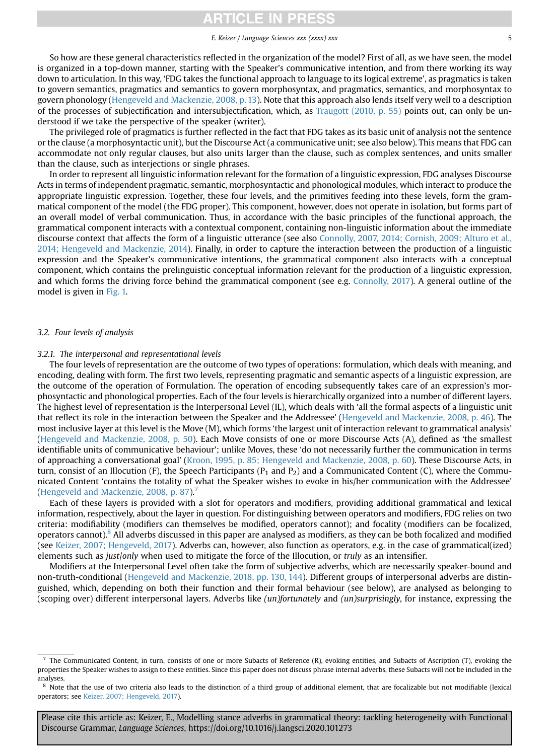So how are these general characteristics reflected in the organization of the model? First of all, as we have seen, the model is organized in a top-down manner, starting with the Speaker's communicative intention, and from there working its way down to articulation. In this way, 'FDG takes the functional approach to language to its logical extreme', as pragmatics is taken to govern semantics, pragmatics and semantics to govern morphosyntax, and pragmatics, semantics, and morphosyntax to govern phonology (Hengeveld and Mackenzie, 2008, p. 13). Note that this approach also lends itself very well to a description of the processes of subjectification and intersubjectification, which, as Traugott (2010, p. 55) points out, can only be understood if we take the perspective of the speaker (writer).

The privileged role of pragmatics is further reflected in the fact that FDG takes as its basic unit of analysis not the sentence or the clause (a morphosyntactic unit), but the Discourse Act (a communicative unit; see also below). This means that FDG can accommodate not only regular clauses, but also units larger than the clause, such as complex sentences, and units smaller than the clause, such as interjections or single phrases.

In order to represent all linguistic information relevant for the formation of a linguistic expression, FDG analyses Discourse Acts in terms of independent pragmatic, semantic, morphosyntactic and phonological modules, which interact to produce the appropriate linguistic expression. Together, these four levels, and the primitives feeding into these levels, form the grammatical component of the model (the FDG proper). This component, however, does not operate in isolation, but forms part of an overall model of verbal communication. Thus, in accordance with the basic principles of the functional approach, the grammatical component interacts with a contextual component, containing non-linguistic information about the immediate discourse context that affects the form of a linguistic utterance (see also Connolly, 2007, 2014; Cornish, 2009; Alturo et al., 2014; Hengeveld and Mackenzie, 2014). Finally, in order to capture the interaction between the production of a linguistic expression and the Speaker's communicative intentions, the grammatical component also interacts with a conceptual component, which contains the prelinguistic conceptual information relevant for the production of a linguistic expression, and which forms the driving force behind the grammatical component (see e.g. Connolly, 2017). A general outline of the model is given in Fig. 1.

### 3.2. Four levels of analysis

#### 3.2.1. The interpersonal and representational levels

The four levels of representation are the outcome of two types of operations: formulation, which deals with meaning, and encoding, dealing with form. The first two levels, representing pragmatic and semantic aspects of a linguistic expression, are the outcome of the operation of Formulation. The operation of encoding subsequently takes care of an expression's morphosyntactic and phonological properties. Each of the four levels is hierarchically organized into a number of different layers. The highest level of representation is the Interpersonal Level (IL), which deals with 'all the formal aspects of a linguistic unit that reflect its role in the interaction between the Speaker and the Addressee' (Hengeveld and Mackenzie, 2008, p. 46). The most inclusive layer at this level is the Move (M), which forms 'the largest unit of interaction relevant to grammatical analysis' (Hengeveld and Mackenzie, 2008, p. 50). Each Move consists of one or more Discourse Acts (A), defined as 'the smallest identifiable units of communicative behaviour'; unlike Moves, these 'do not necessarily further the communication in terms of approaching a conversational goal' (Kroon, 1995, p. 85; Hengeveld and Mackenzie, 2008, p. 60). These Discourse Acts, in turn, consist of an Illocution (F), the Speech Participants ($P_1$ and $P_2$) and a Communicated Content (C), where the Communicated Content 'contains the totality of what the Speaker wishes to evoke in his/her communication with the Addressee' (Hengeveld and Mackenzie, 2008, p. 87).[7]

Each of these layers is provided with a slot for operators and modifiers, providing additional grammatical and lexical information, respectively, about the layer in question. For distinguishing between operators and modifiers, FDG relies on two criteria: modifiability (modifiers can themselves be modified, operators cannot); and focality (modifiers can be focalized, operators cannot).[8] All adverbs discussed in this paper are analysed as modifiers, as they can be both focalized and modified (see Keizer, 2007; Hengeveld, 2017). Adverbs can, however, also function as operators, e.g. in the case of grammatical(ized) elements such as *just*/*only* when used to mitigate the force of the Illocution, or *truly* as an intensifier.

Modifiers at the Interpersonal Level often take the form of subjective adverbs, which are necessarily speaker-bound and non-truth-conditional (Hengeveld and Mackenzie, 2018, pp. 130, 144). Different groups of interpersonal adverbs are distinguished, which, depending on both their function and their formal behaviour (see below), are analysed as belonging to (scoping over) different interpersonal layers. Adverbs like *(un)fortunately* and *(un)surprisingly*, for instance, expressing the

---

[7] The Communicated Content, in turn, consists of one or more Subacts of Reference (R), evoking entities, and Subacts of Ascription (T), evoking the properties the Speaker wishes to assign to these entities. Since this paper does not discuss phrase internal adverbs, these Subacts will not be included in the analyses.

[8] Note that the use of two criteria also leads to the distinction of a third group of additional element, that are focalizable but not modifiable (lexical operators; see Keizer, 2007; Hengeveld, 2017).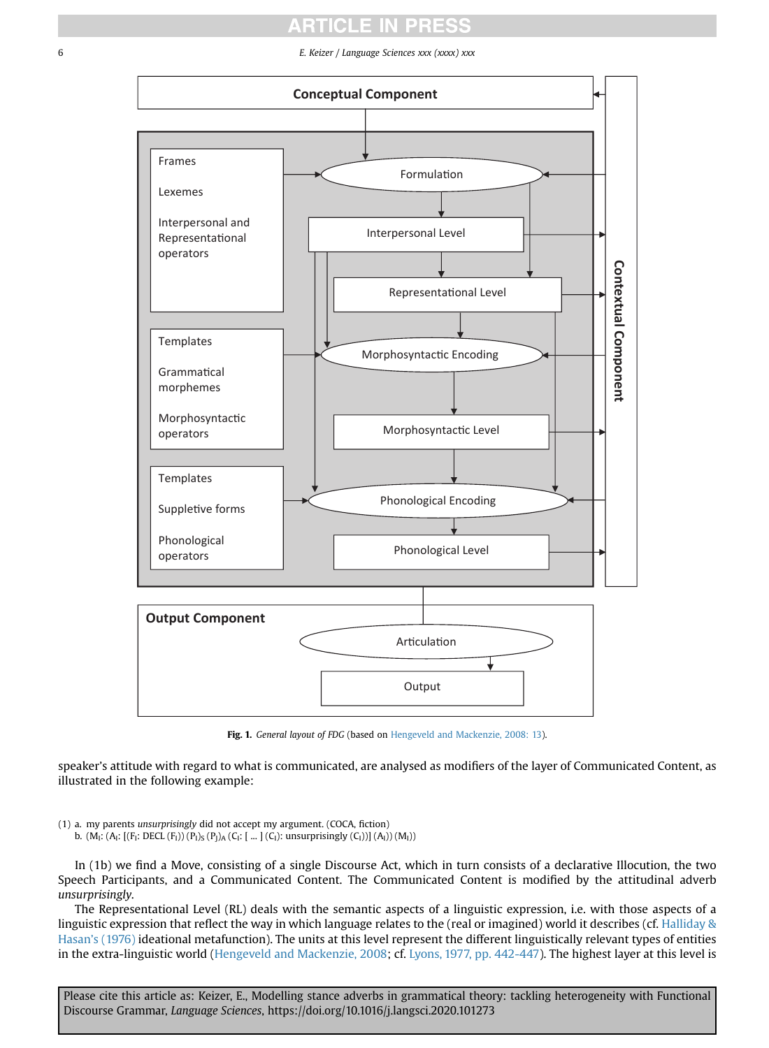Conceptual Component

Frames

Lexemes

Interpersonal and Representational operators

Formulation

Interpersonal Level

Representational Level

Templates

Grammatical morphemes

Morphosyntactic operators

Morphosyntactic Encoding

Morphosyntactic Level

Templates

Suppletive forms

Phonological operators

Phonological Encoding

Phonological Level

Contextual Component

Output Component

Articulation

Output

**Fig. 1.** *General layout of FDG* (based on Hengeveld and Mackenzie, 2008: 13).

speaker's attitude with regard to what is communicated, are analysed as modifiers of the layer of Communicated Content, as illustrated in the following example:

(1) a. my parents *unsurprisingly* did not accept my argument. (COCA, fiction)
b. $(M_I: (A_I: [(F_I: \text{DECL}\ (F_I))\ (P_I)_S\ (P_J)_A\ (C_I: [\ ...\ ]\ (C_I): \text{unsurprisingly}\ (C_I))]\ (A_I))\ (M_I))$

In (1b) we find a Move, consisting of a single Discourse Act, which in turn consists of a declarative Illocution, the two Speech Participants, and a Communicated Content. The Communicated Content is modified by the attitudinal adverb *unsurprisingly*.

The Representational Level (RL) deals with the semantic aspects of a linguistic expression, i.e. with those aspects of a linguistic expression that reflect the way in which language relates to the (real or imagined) world it describes (cf. Halliday & Hasan's (1976) ideational metafunction). The units at this level represent the different linguistically relevant types of entities in the extra-linguistic world (Hengeveld and Mackenzie, 2008; cf. Lyons, 1977, pp. 442-447). The highest layer at this level is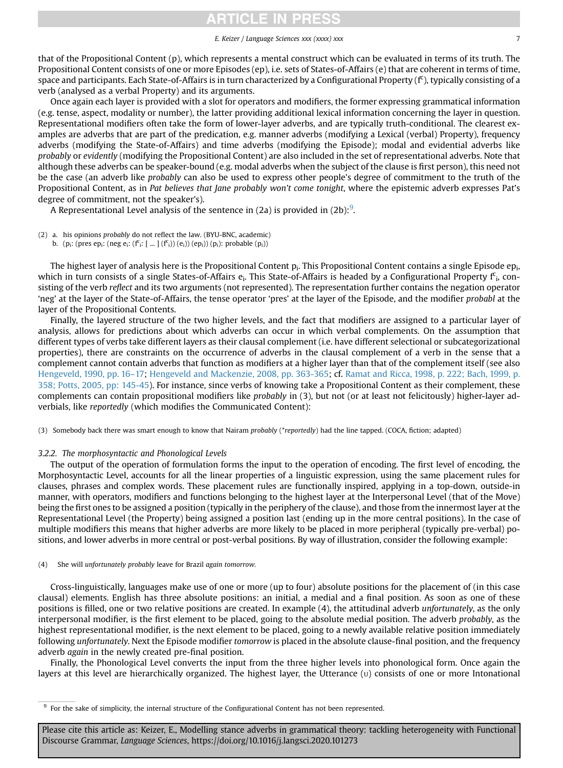that of the Propositional Content (p), which represents a mental construct which can be evaluated in terms of its truth. The Propositional Content consists of one or more Episodes (ep), i.e. sets of States-of-Affairs (e) that are coherent in terms of time, space and participants. Each State-of-Affairs is in turn characterized by a Configurational Property ($f^c$), typically consisting of a verb (analysed as a verbal Property) and its arguments.

Once again each layer is provided with a slot for operators and modifiers, the former expressing grammatical information (e.g. tense, aspect, modality or number), the latter providing additional lexical information concerning the layer in question. Representational modifiers often take the form of lower-layer adverbs, and are typically truth-conditional. The clearest examples are adverbs that are part of the predication, e.g. manner adverbs (modifying a Lexical (verbal) Property), frequency adverbs (modifying the State-of-Affairs) and time adverbs (modifying the Episode); modal and evidential adverbs like *probably* or *evidently* (modifying the Propositional Content) are also included in the set of representational adverbs. Note that although these adverbs can be speaker-bound (e.g. modal adverbs when the subject of the clause is first person), this need not be the case (an adverb like *probably* can also be used to express other people's degree of commitment to the truth of the Propositional Content, as in *Pat believes that Jane probably won't come tonight*, where the epistemic adverb expresses Pat's degree of commitment, not the speaker's).

A Representational Level analysis of the sentence in (2a) is provided in (2b):[9].

(2) a. his opinions *probably* do not reflect the law. (BYU-BNC, academic)
  b. ($p_i$: (pres $ep_i$: (neg $e_i$: ($f^c_i$: [ … ] ($f^c_i$)) ($e_i$)) ($ep_i$)) ($p_i$): probable ($p_i$))

The highest layer of analysis here is the Propositional Content $p_i$. This Propositional Content contains a single Episode $ep_i$, which in turn consists of a single States-of-Affairs $e_i$. This State-of-Affairs is headed by a Configurational Property $f^c_i$, consisting of the verb *reflect* and its two arguments (not represented). The representation further contains the negation operator 'neg' at the layer of the State-of-Affairs, the tense operator 'pres' at the layer of the Episode, and the modifier *probabl* at the layer of the Propositional Contents.

Finally, the layered structure of the two higher levels, and the fact that modifiers are assigned to a particular layer of analysis, allows for predictions about which adverbs can occur in which verbal complements. On the assumption that different types of verbs take different layers as their clausal complement (i.e. have different selectional or subcategorizational properties), there are constraints on the occurrence of adverbs in the clausal complement of a verb in the sense that a complement cannot contain adverbs that function as modifiers at a higher layer than that of the complement itself (see also Hengeveld, 1990, pp. 16–17; Hengeveld and Mackenzie, 2008, pp. 363-365; cf. Ramat and Ricca, 1998, p. 222; Bach, 1999, p. 358; Potts, 2005, pp: 145-45). For instance, since verbs of knowing take a Propositional Content as their complement, these complements can contain propositional modifiers like *probably* in (3), but not (or at least not felicitously) higher-layer adverbials, like *reportedly* (which modifies the Communicated Content):

(3) Somebody back there was smart enough to know that Nairam *probably* (\**reportedly*) had the line tapped. (COCA, fiction; adapted)

#### 3.2.2. The morphosyntactic and Phonological Levels

The output of the operation of formulation forms the input to the operation of encoding. The first level of encoding, the Morphosyntactic Level, accounts for all the linear properties of a linguistic expression, using the same placement rules for clauses, phrases and complex words. These placement rules are functionally inspired, applying in a top-down, outside-in manner, with operators, modifiers and functions belonging to the highest layer at the Interpersonal Level (that of the Move) being the first ones to be assigned a position (typically in the periphery of the clause), and those from the innermost layer at the Representational Level (the Property) being assigned a position last (ending up in the more central positions). In the case of multiple modifiers this means that higher adverbs are more likely to be placed in more peripheral (typically pre-verbal) positions, and lower adverbs in more central or post-verbal positions. By way of illustration, consider the following example:

(4) She will *unfortunately probably* leave for Brazil *again tomorrow*.

Cross-linguistically, languages make use of one or more (up to four) absolute positions for the placement of (in this case clausal) elements. English has three absolute positions: an initial, a medial and a final position. As soon as one of these positions is filled, one or two relative positions are created. In example (4), the attitudinal adverb *unfortunately*, as the only interpersonal modifier, is the first element to be placed, going to the absolute medial position. The adverb *probably*, as the highest representational modifier, is the next element to be placed, going to a newly available relative position immediately following *unfortunately*. Next the Episode modifier *tomorrow* is placed in the absolute clause-final position, and the frequency adverb *again* in the newly created pre-final position.

Finally, the Phonological Level converts the input from the three higher levels into phonological form. Once again the layers at this level are hierarchically organized. The highest layer, the Utterance (u) consists of one or more Intonational

[9] For the sake of simplicity, the internal structure of the Configurational Content has not been represented.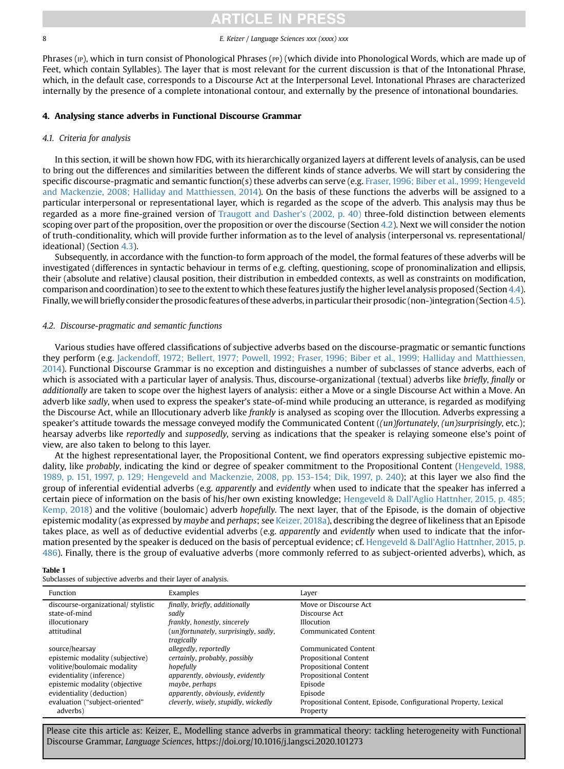Phrases (IP), which in turn consist of Phonological Phrases (PP) (which divide into Phonological Words, which are made up of Feet, which contain Syllables). The layer that is most relevant for the current discussion is that of the Intonational Phrase, which, in the default case, corresponds to a Discourse Act at the Interpersonal Level. Intonational Phrases are characterized internally by the presence of a complete intonational contour, and externally by the presence of intonational boundaries.

## 4. Analysing stance adverbs in Functional Discourse Grammar

### 4.1. Criteria for analysis

In this section, it will be shown how FDG, with its hierarchically organized layers at different levels of analysis, can be used to bring out the differences and similarities between the different kinds of stance adverbs. We will start by considering the specific discourse-pragmatic and semantic function(s) these adverbs can serve (e.g. Fraser, 1996; Biber et al., 1999; Hengeveld and Mackenzie, 2008; Halliday and Matthiessen, 2014). On the basis of these functions the adverbs will be assigned to a particular interpersonal or representational layer, which is regarded as the scope of the adverb. This analysis may thus be regarded as a more fine-grained version of Traugott and Dasher's (2002, p. 40) three-fold distinction between elements scoping over part of the proposition, over the proposition or over the discourse (Section 4.2). Next we will consider the notion of truth-conditionality, which will provide further information as to the level of analysis (interpersonal vs. representational/ideational) (Section 4.3).

Subsequently, in accordance with the function-to form approach of the model, the formal features of these adverbs will be investigated (differences in syntactic behaviour in terms of e.g. clefting, questioning, scope of pronominalization and ellipsis, their (absolute and relative) clausal position, their distribution in embedded contexts, as well as constraints on modification, comparison and coordination) to see to the extent to which these features justify the higher level analysis proposed (Section 4.4). Finally, we will briefly consider the prosodic features of these adverbs, in particular their prosodic (non-)integration (Section 4.5).

### 4.2. Discourse-pragmatic and semantic functions

Various studies have offered classifications of subjective adverbs based on the discourse-pragmatic or semantic functions they perform (e.g. Jackendoff, 1972; Bellert, 1977; Powell, 1992; Fraser, 1996; Biber et al., 1999; Halliday and Matthiessen, 2014). Functional Discourse Grammar is no exception and distinguishes a number of subclasses of stance adverbs, each of which is associated with a particular layer of analysis. Thus, discourse-organizational (textual) adverbs like *briefly*, *finally* or *additionally* are taken to scope over the highest layers of analysis: either a Move or a single Discourse Act within a Move. An adverb like *sadly*, when used to express the speaker's state-of-mind while producing an utterance, is regarded as modifying the Discourse Act, while an Illocutionary adverb like *frankly* is analysed as scoping over the Illocution. Adverbs expressing a speaker's attitude towards the message conveyed modify the Communicated Content (*(un)fortunately*, *(un)surprisingly*, etc.); hearsay adverbs like *reportedly* and *supposedly*, serving as indications that the speaker is relaying someone else's point of view, are also taken to belong to this layer.

At the highest representational layer, the Propositional Content, we find operators expressing subjective epistemic modality, like *probably*, indicating the kind or degree of speaker commitment to the Propositional Content (Hengeveld, 1988, 1989, p. 151, 1997, p. 129; Hengeveld and Mackenzie, 2008, pp. 153-154; Dik, 1997, p. 240); at this layer we also find the group of inferential evidential adverbs (e.g. *apparently* and *evidently* when used to indicate that the speaker has inferred a certain piece of information on the basis of his/her own existing knowledge; Hengeveld & Dall'Aglio Hattnher, 2015, p. 485; Kemp, 2018) and the volitive (boulomaic) adverb *hopefully*. The next layer, that of the Episode, is the domain of objective epistemic modality (as expressed by *maybe* and *perhaps*; see Keizer, 2018a), describing the degree of likeliness that an Episode takes place, as well as of deductive evidential adverbs (e.g. *apparently* and *evidently* when used to indicate that the information presented by the speaker is deduced on the basis of perceptual evidence; cf. Hengeveld & Dall'Aglio Hattnher, 2015, p. 486). Finally, there is the group of evaluative adverbs (more commonly referred to as subject-oriented adverbs), which, as

**Table 1**
Subclasses of subjective adverbs and their layer of analysis.

| Function | Examples | Layer |
|---|---|---|
| discourse-organizational/ stylistic | *finally, briefly, additionally* | Move or Discourse Act |
| state-of-mind | *sadly* | Discourse Act |
| illocutionary | *frankly, honestly, sincerely* | Illocution |
| attitudinal | *(un)fortunately, surprisingly, sadly, tragically* | Communicated Content |
| source/hearsay | *allegedly, reportedly* | Communicated Content |
| epistemic modality (subjective) | *certainly, probably, possibly* | Propositional Content |
| volitive/boulomaic modality | *hopefully* | Propositional Content |
| evidentiality (inference) | *apparently, obviously, evidently* | Propositional Content |
| epistemic modality (objective | *maybe, perhaps* | Episode |
| evidentiality (deduction) | *apparently, obviously, evidently* | Episode |
| evaluation ("subject-oriented" adverbs) | *cleverly, wisely, stupidly, wickedly* | Propositional Content, Episode, Configurational Property, Lexical Property |

Please cite this article as: Keizer, E., Modelling stance adverbs in grammatical theory: tackling heterogeneity with Functional Discourse Grammar, *Language Sciences*, https://doi.org/10.1016/j.langsci.2020.101273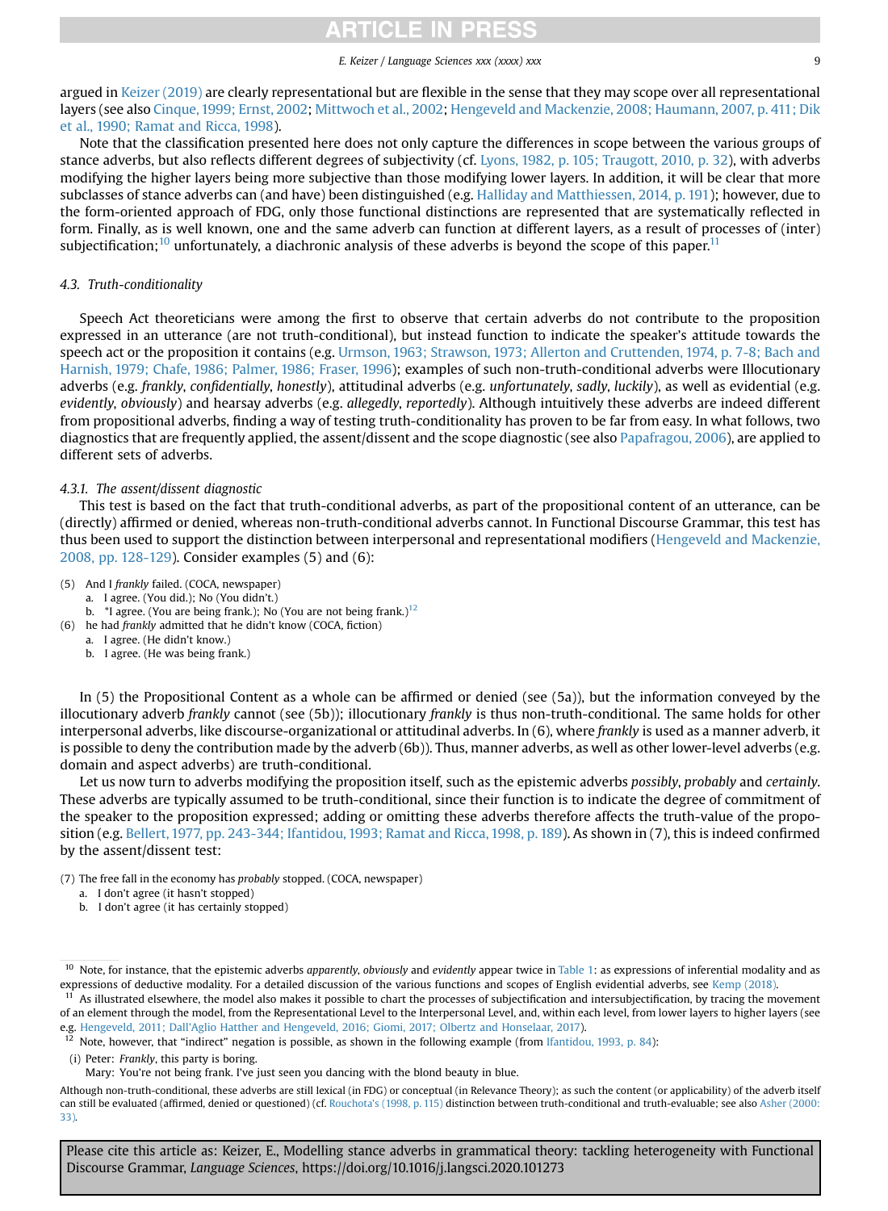argued in Keizer (2019) are clearly representational but are flexible in the sense that they may scope over all representational layers (see also Cinque, 1999; Ernst, 2002; Mittwoch et al., 2002; Hengeveld and Mackenzie, 2008; Haumann, 2007, p. 411; Dik et al., 1990; Ramat and Ricca, 1998).

Note that the classification presented here does not only capture the differences in scope between the various groups of stance adverbs, but also reflects different degrees of subjectivity (cf. Lyons, 1982, p. 105; Traugott, 2010, p. 32), with adverbs modifying the higher layers being more subjective than those modifying lower layers. In addition, it will be clear that more subclasses of stance adverbs can (and have) been distinguished (e.g. Halliday and Matthiessen, 2014, p. 191); however, due to the form-oriented approach of FDG, only those functional distinctions are represented that are systematically reflected in form. Finally, as is well known, one and the same adverb can function at different layers, as a result of processes of (inter) subjectification;[10] unfortunately, a diachronic analysis of these adverbs is beyond the scope of this paper.[11]

### 4.3. Truth-conditionality

Speech Act theoreticians were among the first to observe that certain adverbs do not contribute to the proposition expressed in an utterance (are not truth-conditional), but instead function to indicate the speaker's attitude towards the speech act or the proposition it contains (e.g. Urmson, 1963; Strawson, 1973; Allerton and Cruttenden, 1974, p. 7-8; Bach and Harnish, 1979; Chafe, 1986; Palmer, 1986; Fraser, 1996); examples of such non-truth-conditional adverbs were Illocutionary adverbs (e.g. *frankly*, *confidentially*, *honestly*), attitudinal adverbs (e.g. *unfortunately*, *sadly*, *luckily*), as well as evidential (e.g. *evidently*, *obviously*) and hearsay adverbs (e.g. *allegedly*, *reportedly*). Although intuitively these adverbs are indeed different from propositional adverbs, finding a way of testing truth-conditionality has proven to be far from easy. In what follows, two diagnostics that are frequently applied, the assent/dissent and the scope diagnostic (see also Papafragou, 2006), are applied to different sets of adverbs.

#### 4.3.1. The assent/dissent diagnostic

This test is based on the fact that truth-conditional adverbs, as part of the propositional content of an utterance, can be (directly) affirmed or denied, whereas non-truth-conditional adverbs cannot. In Functional Discourse Grammar, this test has thus been used to support the distinction between interpersonal and representational modifiers (Hengeveld and Mackenzie, 2008, pp. 128-129). Consider examples (5) and (6):

(5) And I *frankly* failed. (COCA, newspaper)
 a. I agree. (You did.); No (You didn't.)
 b. *I agree. (You are being frank.); No (You are not being frank.)[12]

(6) he had *frankly* admitted that he didn't know (COCA, fiction)
 a. I agree. (He didn't know.)
 b. I agree. (He was being frank.)

In (5) the Propositional Content as a whole can be affirmed or denied (see (5a)), but the information conveyed by the illocutionary adverb *frankly* cannot (see (5b)); illocutionary *frankly* is thus non-truth-conditional. The same holds for other interpersonal adverbs, like discourse-organizational or attitudinal adverbs. In (6), where *frankly* is used as a manner adverb, it is possible to deny the contribution made by the adverb (6b)). Thus, manner adverbs, as well as other lower-level adverbs (e.g. domain and aspect adverbs) are truth-conditional.

Let us now turn to adverbs modifying the proposition itself, such as the epistemic adverbs *possibly*, *probably* and *certainly*. These adverbs are typically assumed to be truth-conditional, since their function is to indicate the degree of commitment of the speaker to the proposition expressed; adding or omitting these adverbs therefore affects the truth-value of the proposition (e.g. Bellert, 1977, pp. 243-344; Ifantidou, 1993; Ramat and Ricca, 1998, p. 189). As shown in (7), this is indeed confirmed by the assent/dissent test:

(7) The free fall in the economy has *probably* stopped. (COCA, newspaper)
 a. I don't agree (it hasn't stopped)
 b. I don't agree (it has certainly stopped)

---

[10] Note, for instance, that the epistemic adverbs *apparently*, *obviously* and *evidently* appear twice in Table 1: as expressions of inferential modality and as expressions of deductive modality. For a detailed discussion of the various functions and scopes of English evidential adverbs, see Kemp (2018).

[11] As illustrated elsewhere, the model also makes it possible to chart the processes of subjectification and intersubjectification, by tracing the movement of an element through the model, from the Representational Level to the Interpersonal Level, and, within each level, from lower layers to higher layers (see e.g. Hengeveld, 2011; Dall'Aglio Hatther and Hengeveld, 2016; Giomi, 2017; Olbertz and Honselaar, 2017).

[12] Note, however, that "indirect" negation is possible, as shown in the following example (from Ifantidou, 1993, p. 84):

(i) Peter: *Frankly*, this party is boring.
 Mary: You're not being frank. I've just seen you dancing with the blond beauty in blue.

Although non-truth-conditional, these adverbs are still lexical (in FDG) or conceptual (in Relevance Theory); as such the content (or applicability) of the adverb itself can still be evaluated (affirmed, denied or questioned) (cf. Rouchota's (1998, p. 115) distinction between truth-conditional and truth-evaluable; see also Asher (2000: 33).

Please cite this article as: Keizer, E., Modelling stance adverbs in grammatical theory: tackling heterogeneity with Functional Discourse Grammar, *Language Sciences*, https://doi.org/10.1016/j.langsci.2020.101273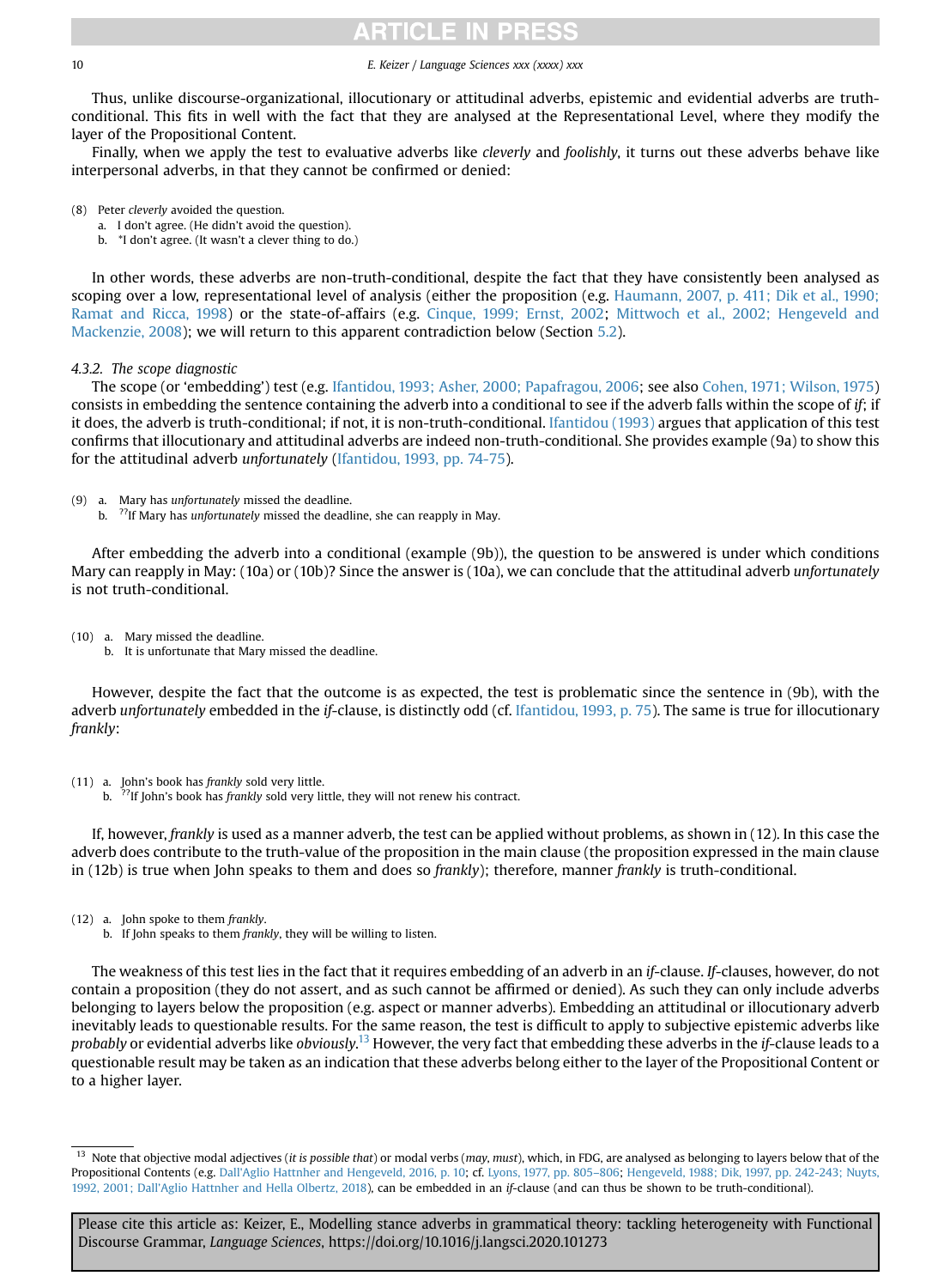Thus, unlike discourse-organizational, illocutionary or attitudinal adverbs, epistemic and evidential adverbs are truth-conditional. This fits in well with the fact that they are analysed at the Representational Level, where they modify the layer of the Propositional Content.

Finally, when we apply the test to evaluative adverbs like *cleverly* and *foolishly*, it turns out these adverbs behave like interpersonal adverbs, in that they cannot be confirmed or denied:

(8) Peter *cleverly* avoided the question.
  a. I don't agree. (He didn't avoid the question).
  b. *I don't agree. (It wasn't a clever thing to do.)

In other words, these adverbs are non-truth-conditional, despite the fact that they have consistently been analysed as scoping over a low, representational level of analysis (either the proposition (e.g. Haumann, 2007, p. 411; Dik et al., 1990; Ramat and Ricca, 1998) or the state-of-affairs (e.g. Cinque, 1999; Ernst, 2002; Mittwoch et al., 2002; Hengeveld and Mackenzie, 2008); we will return to this apparent contradiction below (Section 5.2).

*4.3.2. The scope diagnostic*

The scope (or 'embedding') test (e.g. Ifantidou, 1993; Asher, 2000; Papafragou, 2006; see also Cohen, 1971; Wilson, 1975) consists in embedding the sentence containing the adverb into a conditional to see if the adverb falls within the scope of *if*; if it does, the adverb is truth-conditional; if not, it is non-truth-conditional. Ifantidou (1993) argues that application of this test confirms that illocutionary and attitudinal adverbs are indeed non-truth-conditional. She provides example (9a) to show this for the attitudinal adverb *unfortunately* (Ifantidou, 1993, pp. 74-75).

(9) a. Mary has *unfortunately* missed the deadline.
  b. ??If Mary has *unfortunately* missed the deadline, she can reapply in May.

After embedding the adverb into a conditional (example (9b)), the question to be answered is under which conditions Mary can reapply in May: (10a) or (10b)? Since the answer is (10a), we can conclude that the attitudinal adverb *unfortunately* is not truth-conditional.

(10) a. Mary missed the deadline.
  b. It is unfortunate that Mary missed the deadline.

However, despite the fact that the outcome is as expected, the test is problematic since the sentence in (9b), with the adverb *unfortunately* embedded in the *if*-clause, is distinctly odd (cf. Ifantidou, 1993, p. 75). The same is true for illocutionary *frankly*:

(11) a. John's book has *frankly* sold very little.
  b. ??If John's book has *frankly* sold very little, they will not renew his contract.

If, however, *frankly* is used as a manner adverb, the test can be applied without problems, as shown in (12). In this case the adverb does contribute to the truth-value of the proposition in the main clause (the proposition expressed in the main clause in (12b) is true when John speaks to them and does so *frankly*); therefore, manner *frankly* is truth-conditional.

(12) a. John spoke to them *frankly*.
  b. If John speaks to them *frankly*, they will be willing to listen.

The weakness of this test lies in the fact that it requires embedding of an adverb in an *if*-clause. *If*-clauses, however, do not contain a proposition (they do not assert, and as such cannot be affirmed or denied). As such they can only include adverbs belonging to layers below the proposition (e.g. aspect or manner adverbs). Embedding an attitudinal or illocutionary adverb inevitably leads to questionable results. For the same reason, the test is difficult to apply to subjective epistemic adverbs like *probably* or evidential adverbs like *obviously*.[13] However, the very fact that embedding these adverbs in the *if*-clause leads to a questionable result may be taken as an indication that these adverbs belong either to the layer of the Propositional Content or to a higher layer.

[13] Note that objective modal adjectives (*it is possible that*) or modal verbs (*may*, *must*), which, in FDG, are analysed as belonging to layers below that of the Propositional Contents (e.g. Dall'Aglio Hattnher and Hengeveld, 2016, p. 10; cf. Lyons, 1977, pp. 805–806; Hengeveld, 1988; Dik, 1997, pp. 242-243; Nuyts, 1992, 2001; Dall'Aglio Hattnher and Hella Olbertz, 2018), can be embedded in an *if*-clause (and can thus be shown to be truth-conditional).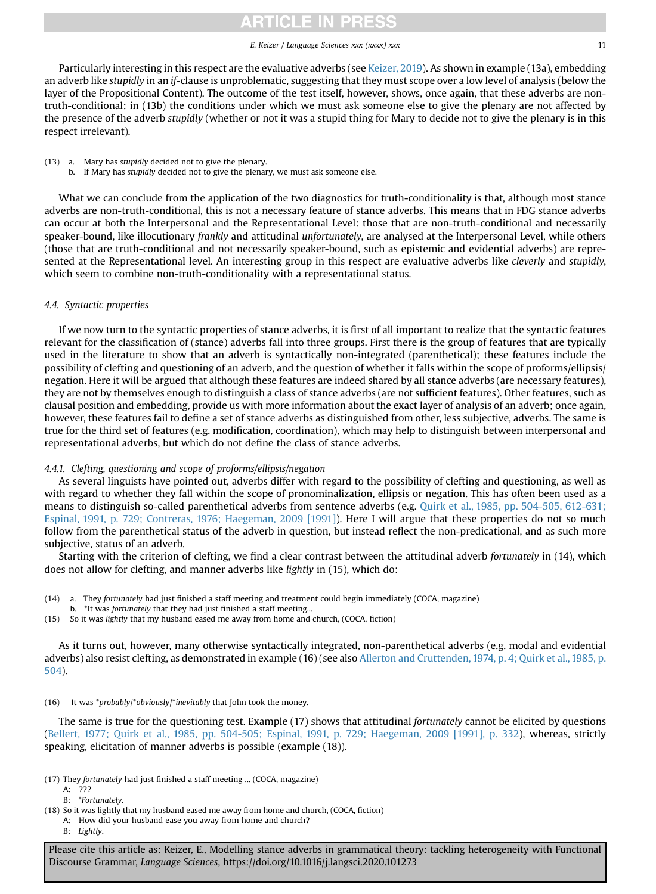Particularly interesting in this respect are the evaluative adverbs (see Keizer, 2019). As shown in example (13a), embedding an adverb like *stupidly* in an *if*-clause is unproblematic, suggesting that they must scope over a low level of analysis (below the layer of the Propositional Content). The outcome of the test itself, however, shows, once again, that these adverbs are non-truth-conditional: in (13b) the conditions under which we must ask someone else to give the plenary are not affected by the presence of the adverb *stupidly* (whether or not it was a stupid thing for Mary to decide not to give the plenary is in this respect irrelevant).

(13) a. Mary has *stupidly* decided not to give the plenary.
  b. If Mary has *stupidly* decided not to give the plenary, we must ask someone else.

What we can conclude from the application of the two diagnostics for truth-conditionality is that, although most stance adverbs are non-truth-conditional, this is not a necessary feature of stance adverbs. This means that in FDG stance adverbs can occur at both the Interpersonal and the Representational Level: those that are non-truth-conditional and necessarily speaker-bound, like illocutionary *frankly* and attitudinal *unfortunately*, are analysed at the Interpersonal Level, while others (those that are truth-conditional and not necessarily speaker-bound, such as epistemic and evidential adverbs) are represented at the Representational level. An interesting group in this respect are evaluative adverbs like *cleverly* and *stupidly*, which seem to combine non-truth-conditionality with a representational status.

### *4.4. Syntactic properties*

If we now turn to the syntactic properties of stance adverbs, it is first of all important to realize that the syntactic features relevant for the classification of (stance) adverbs fall into three groups. First there is the group of features that are typically used in the literature to show that an adverb is syntactically non-integrated (parenthetical); these features include the possibility of clefting and questioning of an adverb, and the question of whether it falls within the scope of proforms/ellipsis/negation. Here it will be argued that although these features are indeed shared by all stance adverbs (are necessary features), they are not by themselves enough to distinguish a class of stance adverbs (are not sufficient features). Other features, such as clausal position and embedding, provide us with more information about the exact layer of analysis of an adverb; once again, however, these features fail to define a set of stance adverbs as distinguished from other, less subjective, adverbs. The same is true for the third set of features (e.g. modification, coordination), which may help to distinguish between interpersonal and representational adverbs, but which do not define the class of stance adverbs.

#### *4.4.1. Clefting, questioning and scope of proforms/ellipsis/negation*

As several linguists have pointed out, adverbs differ with regard to the possibility of clefting and questioning, as well as with regard to whether they fall within the scope of pronominalization, ellipsis or negation. This has often been used as a means to distinguish so-called parenthetical adverbs from sentence adverbs (e.g. Quirk et al., 1985, pp. 504-505, 612-631; Espinal, 1991, p. 729; Contreras, 1976; Haegeman, 2009 [1991]). Here I will argue that these properties do not so much follow from the parenthetical status of the adverb in question, but instead reflect the non-predicational, and as such more subjective, status of an adverb.

Starting with the criterion of clefting, we find a clear contrast between the attitudinal adverb *fortunately* in (14), which does not allow for clefting, and manner adverbs like *lightly* in (15), which do:

(14) a. They *fortunately* had just finished a staff meeting and treatment could begin immediately (COCA, magazine)
  b. *It was *fortunately* that they had just finished a staff meeting...

(15) So it was *lightly* that my husband eased me away from home and church, (COCA, fiction)

As it turns out, however, many otherwise syntactically integrated, non-parenthetical adverbs (e.g. modal and evidential adverbs) also resist clefting, as demonstrated in example (16) (see also Allerton and Cruttenden, 1974, p. 4; Quirk et al., 1985, p. 504).

(16) It was **probably*|**obviously*|**inevitably* that John took the money.

The same is true for the questioning test. Example (17) shows that attitudinal *fortunately* cannot be elicited by questions (Bellert, 1977; Quirk et al., 1985, pp. 504-505; Espinal, 1991, p. 729; Haegeman, 2009 [1991], p. 332), whereas, strictly speaking, elicitation of manner adverbs is possible (example (18)).

(17) They *fortunately* had just finished a staff meeting ... (COCA, magazine)
  A: ???
  B: **Fortunately*.

(18) So it was lightly that my husband eased me away from home and church, (COCA, fiction)
  A: How did your husband ease you away from home and church?
  B: *Lightly*.

Please cite this article as: Keizer, E., Modelling stance adverbs in grammatical theory: tackling heterogeneity with Functional Discourse Grammar, *Language Sciences*, https://doi.org/10.1016/j.langsci.2020.101273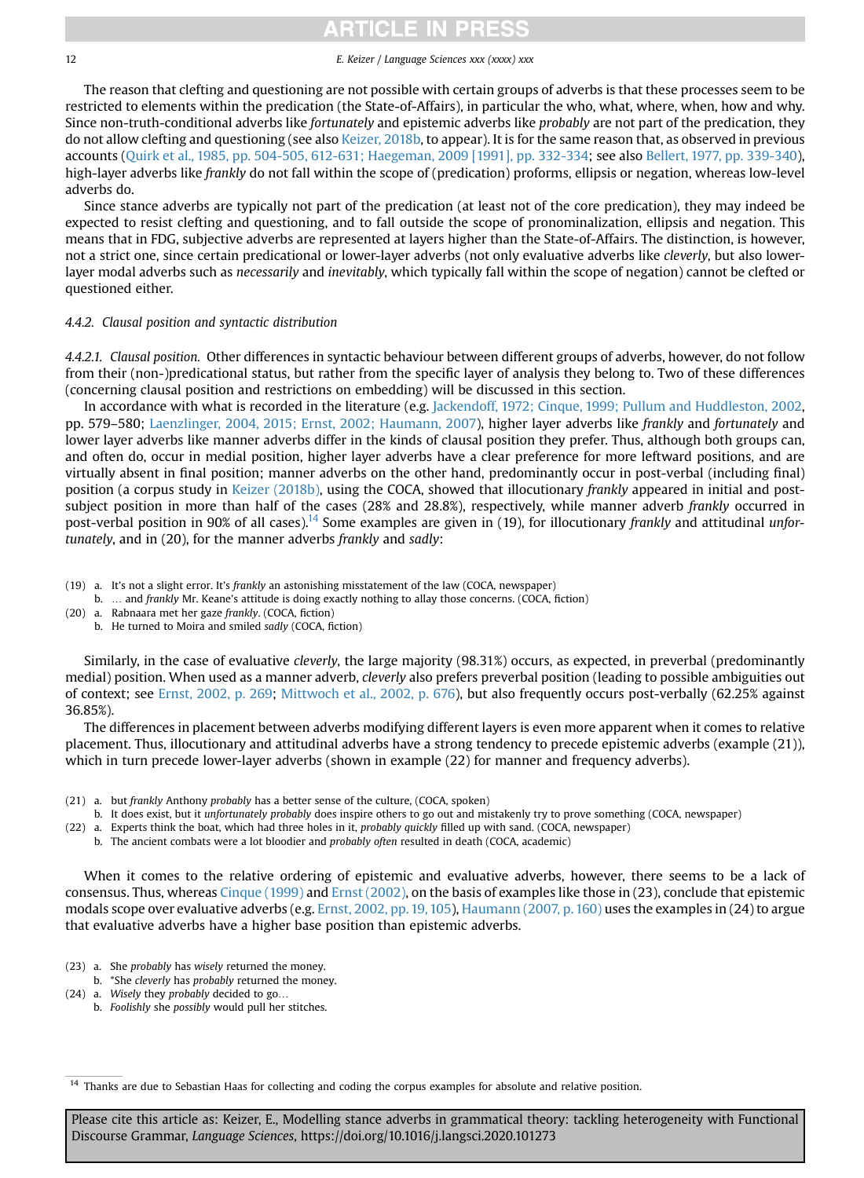The reason that clefting and questioning are not possible with certain groups of adverbs is that these processes seem to be restricted to elements within the predication (the State-of-Affairs), in particular the who, what, where, when, how and why. Since non-truth-conditional adverbs like *fortunately* and epistemic adverbs like *probably* are not part of the predication, they do not allow clefting and questioning (see also Keizer, 2018b, to appear). It is for the same reason that, as observed in previous accounts (Quirk et al., 1985, pp. 504-505, 612-631; Haegeman, 2009 [1991], pp. 332-334; see also Bellert, 1977, pp. 339-340), high-layer adverbs like *frankly* do not fall within the scope of (predication) proforms, ellipsis or negation, whereas low-level adverbs do.

Since stance adverbs are typically not part of the predication (at least not of the core predication), they may indeed be expected to resist clefting and questioning, and to fall outside the scope of pronominalization, ellipsis and negation. This means that in FDG, subjective adverbs are represented at layers higher than the State-of-Affairs. The distinction, is however, not a strict one, since certain predicational or lower-layer adverbs (not only evaluative adverbs like *cleverly*, but also lower-layer modal adverbs such as *necessarily* and *inevitably*, which typically fall within the scope of negation) cannot be clefted or questioned either.

#### 4.4.2. Clausal position and syntactic distribution

*4.4.2.1. Clausal position.* Other differences in syntactic behaviour between different groups of adverbs, however, do not follow from their (non-)predicational status, but rather from the specific layer of analysis they belong to. Two of these differences (concerning clausal position and restrictions on embedding) will be discussed in this section.

In accordance with what is recorded in the literature (e.g. Jackendoff, 1972; Cinque, 1999; Pullum and Huddleston, 2002, pp. 579–580; Laenzlinger, 2004, 2015; Ernst, 2002; Haumann, 2007), higher layer adverbs like *frankly* and *fortunately* and lower layer adverbs like manner adverbs differ in the kinds of clausal position they prefer. Thus, although both groups can, and often do, occur in medial position, higher layer adverbs have a clear preference for more leftward positions, and are virtually absent in final position; manner adverbs on the other hand, predominantly occur in post-verbal (including final) position (a corpus study in Keizer (2018b), using the COCA, showed that illocutionary *frankly* appeared in initial and post-subject position in more than half of the cases (28% and 28.8%), respectively, while manner adverb *frankly* occurred in post-verbal position in 90% of all cases).[14] Some examples are given in (19), for illocutionary *frankly* and attitudinal *unfortunately*, and in (20), for the manner adverbs *frankly* and *sadly*:

(19) a. It's not a slight error. It's *frankly* an astonishing misstatement of the law (COCA, newspaper)
 b. … and *frankly* Mr. Keane's attitude is doing exactly nothing to allay those concerns. (COCA, fiction)

(20) a. Rabnaara met her gaze *frankly*. (COCA, fiction)
 b. He turned to Moira and smiled *sadly* (COCA, fiction)

Similarly, in the case of evaluative *cleverly*, the large majority (98.31%) occurs, as expected, in preverbal (predominantly medial) position. When used as a manner adverb, *cleverly* also prefers preverbal position (leading to possible ambiguities out of context; see Ernst, 2002, p. 269; Mittwoch et al., 2002, p. 676), but also frequently occurs post-verbally (62.25% against 36.85%).

The differences in placement between adverbs modifying different layers is even more apparent when it comes to relative placement. Thus, illocutionary and attitudinal adverbs have a strong tendency to precede epistemic adverbs (example (21)), which in turn precede lower-layer adverbs (shown in example (22) for manner and frequency adverbs).

(21) a. but *frankly* Anthony *probably* has a better sense of the culture, (COCA, spoken)
 b. It does exist, but it *unfortunately probably* does inspire others to go out and mistakenly try to prove something (COCA, newspaper)

(22) a. Experts think the boat, which had three holes in it, *probably quickly* filled up with sand. (COCA, newspaper)
 b. The ancient combats were a lot bloodier and *probably often* resulted in death (COCA, academic)

When it comes to the relative ordering of epistemic and evaluative adverbs, however, there seems to be a lack of consensus. Thus, whereas Cinque (1999) and Ernst (2002), on the basis of examples like those in (23), conclude that epistemic modals scope over evaluative adverbs (e.g. Ernst, 2002, pp. 19, 105), Haumann (2007, p. 160) uses the examples in (24) to argue that evaluative adverbs have a higher base position than epistemic adverbs.

(23) a. She *probably* has *wisely* returned the money.
 b. *She *cleverly* has *probably* returned the money.

(24) a. *Wisely* they *probably* decided to go…
 b. *Foolishly* she *possibly* would pull her stitches.

[14] Thanks are due to Sebastian Haas for collecting and coding the corpus examples for absolute and relative position.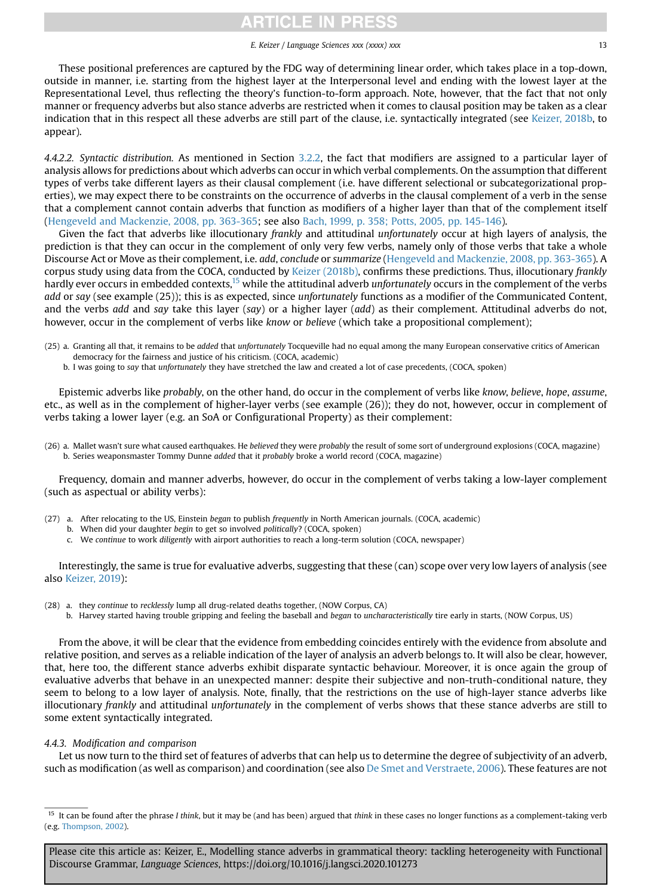These positional preferences are captured by the FDG way of determining linear order, which takes place in a top-down, outside in manner, i.e. starting from the highest layer at the Interpersonal level and ending with the lowest layer at the Representational Level, thus reflecting the theory's function-to-form approach. Note, however, that the fact that not only manner or frequency adverbs but also stance adverbs are restricted when it comes to clausal position may be taken as a clear indication that in this respect all these adverbs are still part of the clause, i.e. syntactically integrated (see Keizer, 2018b, to appear).

*4.4.2.2. Syntactic distribution.* As mentioned in Section 3.2.2, the fact that modifiers are assigned to a particular layer of analysis allows for predictions about which adverbs can occur in which verbal complements. On the assumption that different types of verbs take different layers as their clausal complement (i.e. have different selectional or subcategorizational properties), we may expect there to be constraints on the occurrence of adverbs in the clausal complement of a verb in the sense that a complement cannot contain adverbs that function as modifiers of a higher layer than that of the complement itself (Hengeveld and Mackenzie, 2008, pp. 363-365; see also Bach, 1999, p. 358; Potts, 2005, pp. 145-146).

Given the fact that adverbs like illocutionary *frankly* and attitudinal *unfortunately* occur at high layers of analysis, the prediction is that they can occur in the complement of only very few verbs, namely only of those verbs that take a whole Discourse Act or Move as their complement, i.e. *add*, *conclude* or *summarize* (Hengeveld and Mackenzie, 2008, pp. 363-365). A corpus study using data from the COCA, conducted by Keizer (2018b), confirms these predictions. Thus, illocutionary *frankly* hardly ever occurs in embedded contexts,[15] while the attitudinal adverb *unfortunately* occurs in the complement of the verbs *add* or *say* (see example (25)); this is as expected, since *unfortunately* functions as a modifier of the Communicated Content, and the verbs *add* and *say* take this layer (*say*) or a higher layer (*add*) as their complement. Attitudinal adverbs do not, however, occur in the complement of verbs like *know* or *believe* (which take a propositional complement);

(25) a. Granting all that, it remains to be *added* that *unfortunately* Tocqueville had no equal among the many European conservative critics of American democracy for the fairness and justice of his criticism. (COCA, academic)
b. I was going to *say* that *unfortunately* they have stretched the law and created a lot of case precedents, (COCA, spoken)

Epistemic adverbs like *probably*, on the other hand, do occur in the complement of verbs like *know*, *believe*, *hope*, *assume*, etc., as well as in the complement of higher-layer verbs (see example (26)); they do not, however, occur in complement of verbs taking a lower layer (e.g. an SoA or Configurational Property) as their complement:

(26) a. Mallet wasn't sure what caused earthquakes. He *believed* they were *probably* the result of some sort of underground explosions (COCA, magazine)
b. Series weaponsmaster Tommy Dunne *added* that it *probably* broke a world record (COCA, magazine)

Frequency, domain and manner adverbs, however, do occur in the complement of verbs taking a low-layer complement (such as aspectual or ability verbs):

(27) a. After relocating to the US, Einstein *began* to publish *frequently* in North American journals. (COCA, academic)
b. When did your daughter *begin* to get so involved *politically*? (COCA, spoken)
c. We *continue* to work *diligently* with airport authorities to reach a long-term solution (COCA, newspaper)

Interestingly, the same is true for evaluative adverbs, suggesting that these (can) scope over very low layers of analysis (see also Keizer, 2019):

(28) a. they *continue* to *recklessly* lump all drug-related deaths together, (NOW Corpus, CA)
b. Harvey started having trouble gripping and feeling the baseball and *began* to *uncharacteristically* tire early in starts, (NOW Corpus, US)

From the above, it will be clear that the evidence from embedding coincides entirely with the evidence from absolute and relative position, and serves as a reliable indication of the layer of analysis an adverb belongs to. It will also be clear, however, that, here too, the different stance adverbs exhibit disparate syntactic behaviour. Moreover, it is once again the group of evaluative adverbs that behave in an unexpected manner: despite their subjective and non-truth-conditional nature, they seem to belong to a low layer of analysis. Note, finally, that the restrictions on the use of high-layer stance adverbs like illocutionary *frankly* and attitudinal *unfortunately* in the complement of verbs shows that these stance adverbs are still to some extent syntactically integrated.

#### *4.4.3. Modification and comparison*

Let us now turn to the third set of features of adverbs that can help us to determine the degree of subjectivity of an adverb, such as modification (as well as comparison) and coordination (see also De Smet and Verstraete, 2006). These features are not

[15] It can be found after the phrase *I think*, but it may be (and has been) argued that *think* in these cases no longer functions as a complement-taking verb (e.g. Thompson, 2002).

Please cite this article as: Keizer, E., Modelling stance adverbs in grammatical theory: tackling heterogeneity with Functional Discourse Grammar, *Language Sciences*, https://doi.org/10.1016/j.langsci.2020.101273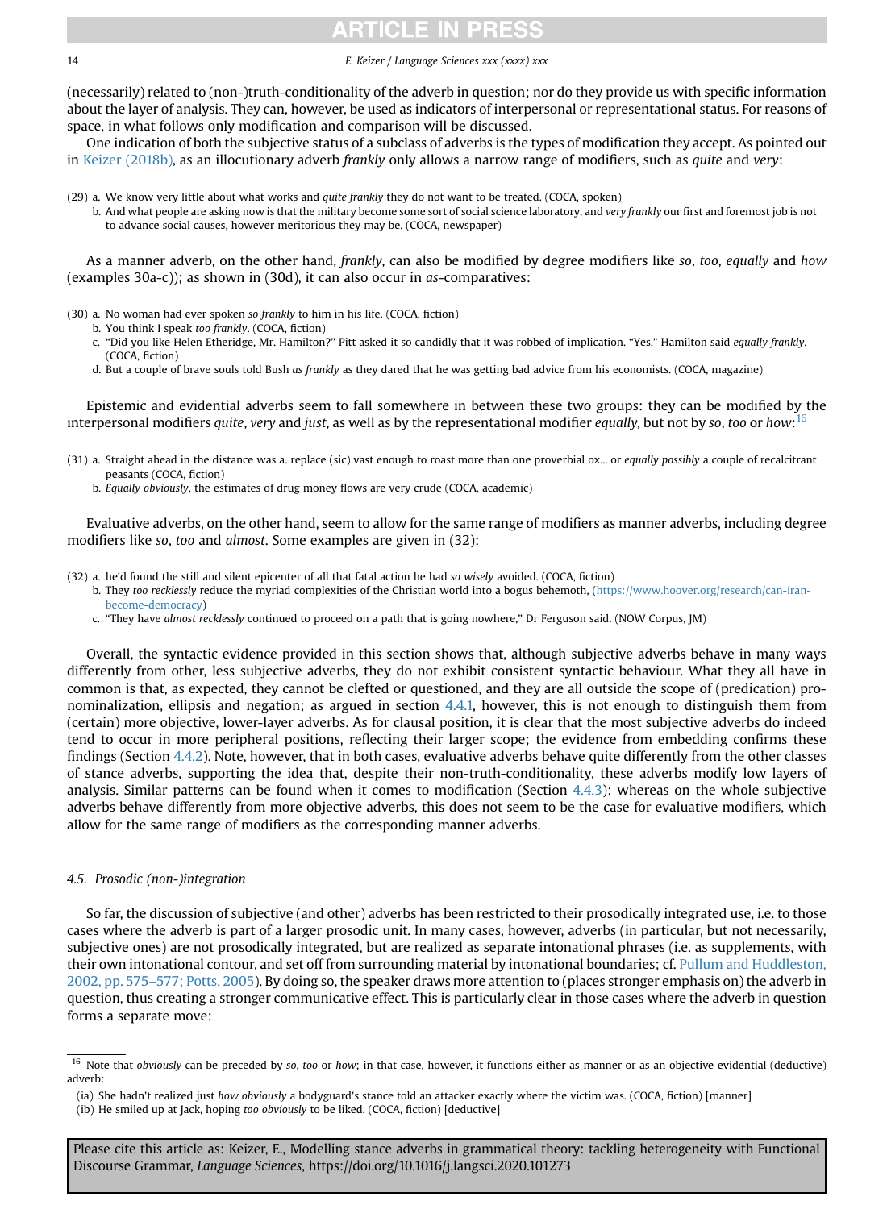(necessarily) related to (non-)truth-conditionality of the adverb in question; nor do they provide us with specific information about the layer of analysis. They can, however, be used as indicators of interpersonal or representational status. For reasons of space, in what follows only modification and comparison will be discussed.

One indication of both the subjective status of a subclass of adverbs is the types of modification they accept. As pointed out in Keizer (2018b), as an illocutionary adverb *frankly* only allows a narrow range of modifiers, such as *quite* and *very*:

(29) a. We know very little about what works and *quite frankly* they do not want to be treated. (COCA, spoken)
b. And what people are asking now is that the military become some sort of social science laboratory, and *very frankly* our first and foremost job is not to advance social causes, however meritorious they may be. (COCA, newspaper)

As a manner adverb, on the other hand, *frankly*, can also be modified by degree modifiers like *so*, *too*, *equally* and *how* (examples 30a-c)); as shown in (30d), it can also occur in *as*-comparatives:

(30) a. No woman had ever spoken *so frankly* to him in his life. (COCA, fiction)
b. You think I speak *too frankly*. (COCA, fiction)
c. "Did you like Helen Etheridge, Mr. Hamilton?" Pitt asked it so candidly that it was robbed of implication. "Yes," Hamilton said *equally frankly*. (COCA, fiction)
d. But a couple of brave souls told Bush *as frankly* as they dared that he was getting bad advice from his economists. (COCA, magazine)

Epistemic and evidential adverbs seem to fall somewhere in between these two groups: they can be modified by the interpersonal modifiers *quite*, *very* and *just*, as well as by the representational modifier *equally*, but not by *so*, *too* or *how*:[16]

(31) a. Straight ahead in the distance was a. replace (sic) vast enough to roast more than one proverbial ox... or *equally possibly* a couple of recalcitrant peasants (COCA, fiction)
b. *Equally obviously*, the estimates of drug money flows are very crude (COCA, academic)

Evaluative adverbs, on the other hand, seem to allow for the same range of modifiers as manner adverbs, including degree modifiers like *so*, *too* and *almost*. Some examples are given in (32):

(32) a. he'd found the still and silent epicenter of all that fatal action he had *so wisely* avoided. (COCA, fiction)
b. They *too recklessly* reduce the myriad complexities of the Christian world into a bogus behemoth, (https://www.hoover.org/research/can-iran-become-democracy)
c. "They have *almost recklessly* continued to proceed on a path that is going nowhere," Dr Ferguson said. (NOW Corpus, JM)

Overall, the syntactic evidence provided in this section shows that, although subjective adverbs behave in many ways differently from other, less subjective adverbs, they do not exhibit consistent syntactic behaviour. What they all have in common is that, as expected, they cannot be clefted or questioned, and they are all outside the scope of (predication) pronominalization, ellipsis and negation; as argued in section 4.4.1, however, this is not enough to distinguish them from (certain) more objective, lower-layer adverbs. As for clausal position, it is clear that the most subjective adverbs do indeed tend to occur in more peripheral positions, reflecting their larger scope; the evidence from embedding confirms these findings (Section 4.4.2). Note, however, that in both cases, evaluative adverbs behave quite differently from the other classes of stance adverbs, supporting the idea that, despite their non-truth-conditionality, these adverbs modify low layers of analysis. Similar patterns can be found when it comes to modification (Section 4.4.3): whereas on the whole subjective adverbs behave differently from more objective adverbs, this does not seem to be the case for evaluative modifiers, which allow for the same range of modifiers as the corresponding manner adverbs.

### 4.5. Prosodic (non-)integration

So far, the discussion of subjective (and other) adverbs has been restricted to their prosodically integrated use, i.e. to those cases where the adverb is part of a larger prosodic unit. In many cases, however, adverbs (in particular, but not necessarily, subjective ones) are not prosodically integrated, but are realized as separate intonational phrases (i.e. as supplements, with their own intonational contour, and set off from surrounding material by intonational boundaries; cf. Pullum and Huddleston, 2002, pp. 575–577; Potts, 2005). By doing so, the speaker draws more attention to (places stronger emphasis on) the adverb in question, thus creating a stronger communicative effect. This is particularly clear in those cases where the adverb in question forms a separate move:

[16] Note that *obviously* can be preceded by *so*, *too* or *how*; in that case, however, it functions either as manner or as an objective evidential (deductive) adverb:

(ia) She hadn't realized just *how obviously* a bodyguard's stance told an attacker exactly where the victim was. (COCA, fiction) [manner]
(ib) He smiled up at Jack, hoping *too obviously* to be liked. (COCA, fiction) [deductive]

Please cite this article as: Keizer, E., Modelling stance adverbs in grammatical theory: tackling heterogeneity with Functional Discourse Grammar, *Language Sciences*, https://doi.org/10.1016/j.langsci.2020.101273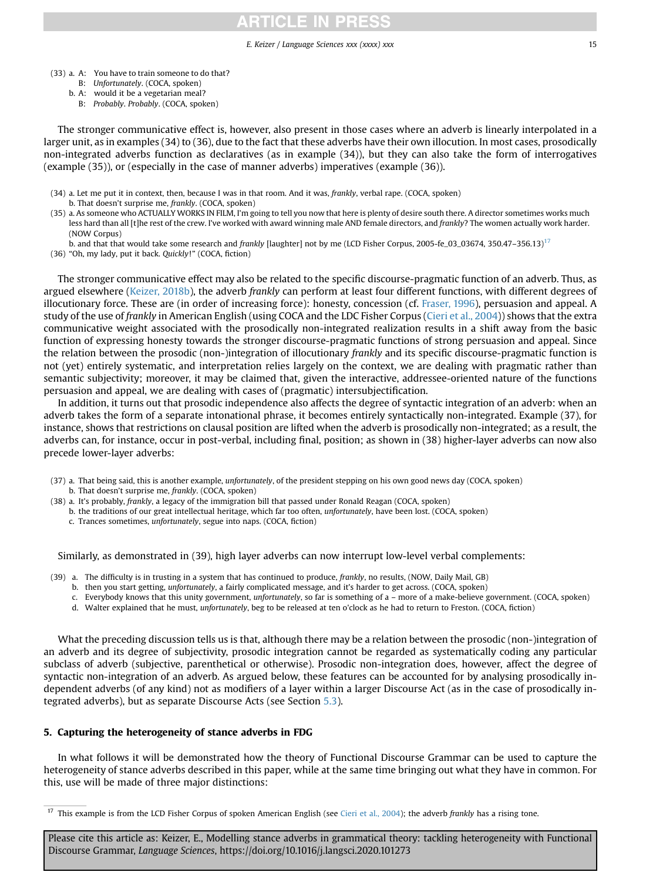(33) a. A: You have to train someone to do that?
   B: *Unfortunately*. (COCA, spoken)
   b. A: would it be a vegetarian meal?
   B: *Probably*. *Probably*. (COCA, spoken)

The stronger communicative effect is, however, also present in those cases where an adverb is linearly interpolated in a larger unit, as in examples (34) to (36), due to the fact that these adverbs have their own illocution. In most cases, prosodically non-integrated adverbs function as declaratives (as in example (34)), but they can also take the form of interrogatives (example (35)), or (especially in the case of manner adverbs) imperatives (example (36)).

(34) a. Let me put it in context, then, because I was in that room. And it was, *frankly*, verbal rape. (COCA, spoken)
   b. That doesn't surprise me, *frankly*. (COCA, spoken)
(35) a. As someone who ACTUALLY WORKS IN FILM, I'm going to tell you now that here is plenty of desire south there. A director sometimes works much less hard than all [t]he rest of the crew. I've worked with award winning male AND female directors, and *frankly*? The women actually work harder. (NOW Corpus)
   b. and that that would take some research and *frankly* [laughter] not by me (LCD Fisher Corpus, 2005-fe_03_03674, 350.47–356.13)[17]
(36) "Oh, my lady, put it back. *Quickly*!" (COCA, fiction)

The stronger communicative effect may also be related to the specific discourse-pragmatic function of an adverb. Thus, as argued elsewhere (Keizer, 2018b), the adverb *frankly* can perform at least four different functions, with different degrees of illocutionary force. These are (in order of increasing force): honesty, concession (cf. Fraser, 1996), persuasion and appeal. A study of the use of *frankly* in American English (using COCA and the LDC Fisher Corpus (Cieri et al., 2004)) shows that the extra communicative weight associated with the prosodically non-integrated realization results in a shift away from the basic function of expressing honesty towards the stronger discourse-pragmatic functions of strong persuasion and appeal. Since the relation between the prosodic (non-)integration of illocutionary *frankly* and its specific discourse-pragmatic function is not (yet) entirely systematic, and interpretation relies largely on the context, we are dealing with pragmatic rather than semantic subjectivity; moreover, it may be claimed that, given the interactive, addressee-oriented nature of the functions persuasion and appeal, we are dealing with cases of (pragmatic) intersubjectification.

In addition, it turns out that prosodic independence also affects the degree of syntactic integration of an adverb: when an adverb takes the form of a separate intonational phrase, it becomes entirely syntactically non-integrated. Example (37), for instance, shows that restrictions on clausal position are lifted when the adverb is prosodically non-integrated; as a result, the adverbs can, for instance, occur in post-verbal, including final, position; as shown in (38) higher-layer adverbs can now also precede lower-layer adverbs:

(37) a. That being said, this is another example, *unfortunately*, of the president stepping on his own good news day (COCA, spoken)
   b. That doesn't surprise me, *frankly*. (COCA, spoken)
(38) a. It's probably, *frankly*, a legacy of the immigration bill that passed under Ronald Reagan (COCA, spoken)
   b. the traditions of our great intellectual heritage, which far too often, *unfortunately*, have been lost. (COCA, spoken)
   c. Trances sometimes, *unfortunately*, segue into naps. (COCA, fiction)

Similarly, as demonstrated in (39), high layer adverbs can now interrupt low-level verbal complements:

(39) a. The difficulty is in trusting in a system that has continued to produce, *frankly*, no results, (NOW, Daily Mail, GB)
   b. then you start getting, *unfortunately*, a fairly complicated message, and it's harder to get across. (COCA, spoken)
   c. Everybody knows that this unity government, *unfortunately*, so far is something of a – more of a make-believe government. (COCA, spoken)
   d. Walter explained that he must, *unfortunately*, beg to be released at ten o'clock as he had to return to Freston. (COCA, fiction)

What the preceding discussion tells us is that, although there may be a relation between the prosodic (non-)integration of an adverb and its degree of subjectivity, prosodic integration cannot be regarded as systematically coding any particular subclass of adverb (subjective, parenthetical or otherwise). Prosodic non-integration does, however, affect the degree of syntactic non-integration of an adverb. As argued below, these features can be accounted for by analysing prosodically independent adverbs (of any kind) not as modifiers of a layer within a larger Discourse Act (as in the case of prosodically integrated adverbs), but as separate Discourse Acts (see Section 5.3).

## 5. Capturing the heterogeneity of stance adverbs in FDG

In what follows it will be demonstrated how the theory of Functional Discourse Grammar can be used to capture the heterogeneity of stance adverbs described in this paper, while at the same time bringing out what they have in common. For this, use will be made of three major distinctions:

[17] This example is from the LCD Fisher Corpus of spoken American English (see Cieri et al., 2004); the adverb *frankly* has a rising tone.

Please cite this article as: Keizer, E., Modelling stance adverbs in grammatical theory: tackling heterogeneity with Functional Discourse Grammar, *Language Sciences*, https://doi.org/10.1016/j.langsci.2020.101273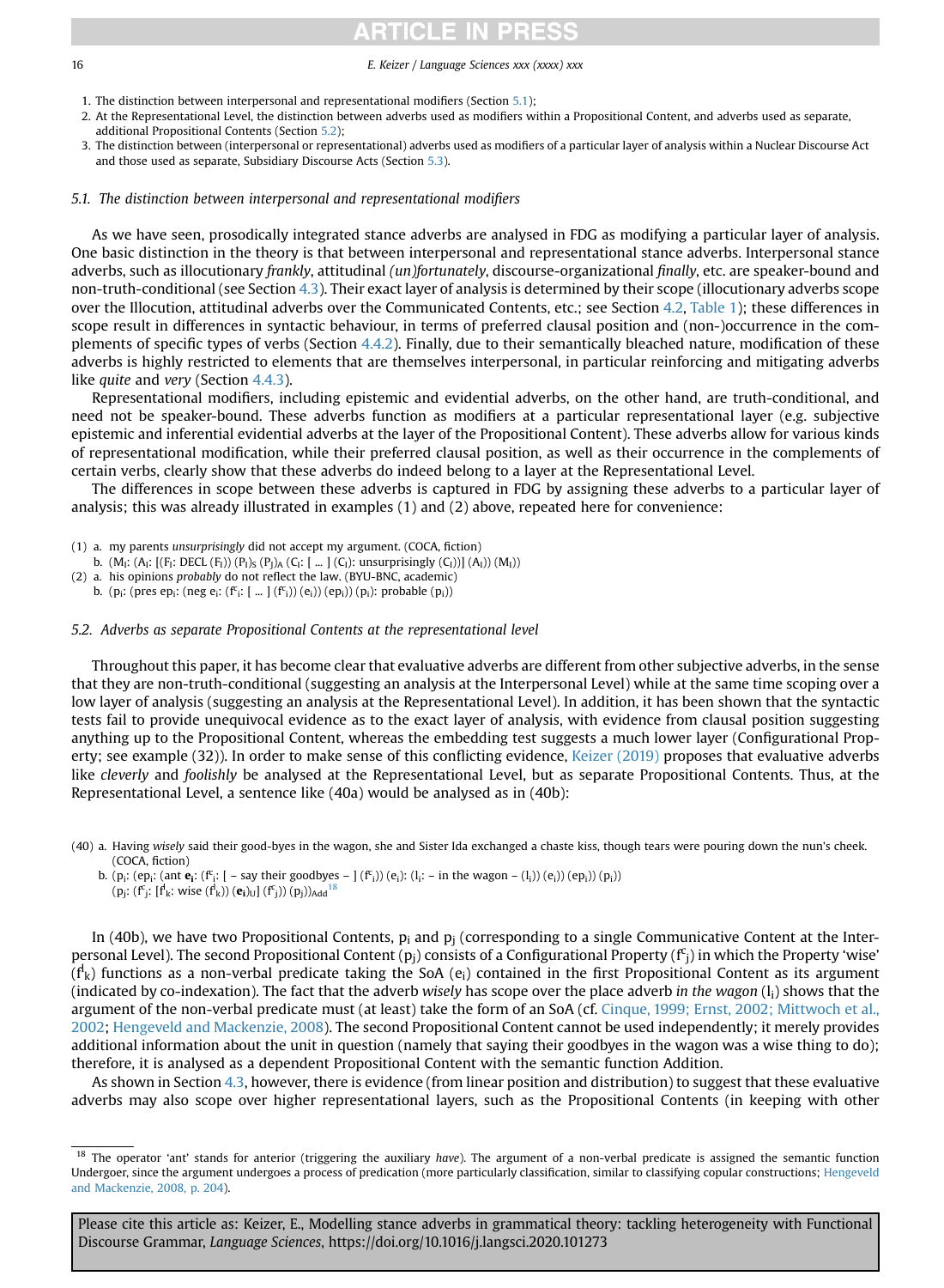1. The distinction between interpersonal and representational modifiers (Section 5.1);
2. At the Representational Level, the distinction between adverbs used as modifiers within a Propositional Content, and adverbs used as separate, additional Propositional Contents (Section 5.2);
3. The distinction between (interpersonal or representational) adverbs used as modifiers of a particular layer of analysis within a Nuclear Discourse Act and those used as separate, Subsidiary Discourse Acts (Section 5.3).

### 5.1. The distinction between interpersonal and representational modifiers

As we have seen, prosodically integrated stance adverbs are analysed in FDG as modifying a particular layer of analysis. One basic distinction in the theory is that between interpersonal and representational stance adverbs. Interpersonal stance adverbs, such as illocutionary *frankly*, attitudinal *(un)fortunately*, discourse-organizational *finally*, etc. are speaker-bound and non-truth-conditional (see Section 4.3). Their exact layer of analysis is determined by their scope (illocutionary adverbs scope over the Illocution, attitudinal adverbs over the Communicated Contents, etc.; see Section 4.2, Table 1); these differences in scope result in differences in syntactic behaviour, in terms of preferred clausal position and (non-)occurrence in the complements of specific types of verbs (Section 4.4.2). Finally, due to their semantically bleached nature, modification of these adverbs is highly restricted to elements that are themselves interpersonal, in particular reinforcing and mitigating adverbs like *quite* and *very* (Section 4.4.3).

Representational modifiers, including epistemic and evidential adverbs, on the other hand, are truth-conditional, and need not be speaker-bound. These adverbs function as modifiers at a particular representational layer (e.g. subjective epistemic and inferential evidential adverbs at the layer of the Propositional Content). These adverbs allow for various kinds of representational modification, while their preferred clausal position, as well as their occurrence in the complements of certain verbs, clearly show that these adverbs do indeed belong to a layer at the Representational Level.

The differences in scope between these adverbs is captured in FDG by assigning these adverbs to a particular layer of analysis; this was already illustrated in examples (1) and (2) above, repeated here for convenience:

(1) a. my parents *unsurprisingly* did not accept my argument. (COCA, fiction)
  b. ($M_I$: ($A_I$: [($F_I$: DECL ($F_I$)) ($P_I$)$_S$ ($P_J$)$_A$ ($C_I$: [ … ] ($C_I$): unsurprisingly ($C_I$))] ($A_I$)) ($M_I$))

(2) a. his opinions *probably* do not reflect the law. (BYU-BNC, academic)
  b. ($p_i$: (pres $ep_i$: (neg $e_i$: ($f^c_i$: [ … ] ($f^c_i$)) ($e_i$)) ($ep_i$)) ($p_i$): probable ($p_i$))

### 5.2. Adverbs as separate Propositional Contents at the representational level

Throughout this paper, it has become clear that evaluative adverbs are different from other subjective adverbs, in the sense that they are non-truth-conditional (suggesting an analysis at the Interpersonal Level) while at the same time scoping over a low layer of analysis (suggesting an analysis at the Representational Level). In addition, it has been shown that the syntactic tests fail to provide unequivocal evidence as to the exact layer of analysis, with evidence from clausal position suggesting anything up to the Propositional Content, whereas the embedding test suggests a much lower layer (Configurational Property; see example (32)). In order to make sense of this conflicting evidence, Keizer (2019) proposes that evaluative adverbs like *cleverly* and *foolishly* be analysed at the Representational Level, but as separate Propositional Contents. Thus, at the Representational Level, a sentence like (40a) would be analysed as in (40b):

(40) a. Having *wisely* said their good-byes in the wagon, she and Sister Ida exchanged a chaste kiss, though tears were pouring down the nun's cheek. (COCA, fiction)
  b. ($p_i$: ($ep_i$: (ant $\mathbf{e_i}$: ($f^c_i$: [ – say their goodbyes – ] ($f^c_i$)) ($e_i$): ($l_i$: – in the wagon – ($l_i$)) ($e_i$)) ($ep_i$)) ($p_i$))
  ($p_j$: ($f^c_j$: [$f^l_k$: wise ($f^l_k$)) ($\mathbf{e_i}$)$_U$] ($f^c_j$)) ($p_j$))$_{Add}$[18]

In (40b), we have two Propositional Contents, $p_i$ and $p_j$ (corresponding to a single Communicative Content at the Interpersonal Level). The second Propositional Content ($p_j$) consists of a Configurational Property ($f^c_j$) in which the Property 'wise' ($f^l_k$) functions as a non-verbal predicate taking the SoA ($e_i$) contained in the first Propositional Content as its argument (indicated by co-indexation). The fact that the adverb *wisely* has scope over the place adverb *in the wagon* ($l_i$) shows that the argument of the non-verbal predicate must (at least) take the form of an SoA (cf. Cinque, 1999; Ernst, 2002; Mittwoch et al., 2002; Hengeveld and Mackenzie, 2008). The second Propositional Content cannot be used independently; it merely provides additional information about the unit in question (namely that saying their goodbyes in the wagon was a wise thing to do); therefore, it is analysed as a dependent Propositional Content with the semantic function Addition.

As shown in Section 4.3, however, there is evidence (from linear position and distribution) to suggest that these evaluative adverbs may also scope over higher representational layers, such as the Propositional Contents (in keeping with other

[18] The operator 'ant' stands for anterior (triggering the auxiliary *have*). The argument of a non-verbal predicate is assigned the semantic function Undergoer, since the argument undergoes a process of predication (more particularly classification, similar to classifying copular constructions; Hengeveld and Mackenzie, 2008, p. 204).

Please cite this article as: Keizer, E., Modelling stance adverbs in grammatical theory: tackling heterogeneity with Functional Discourse Grammar, *Language Sciences*, https://doi.org/10.1016/j.langsci.2020.101273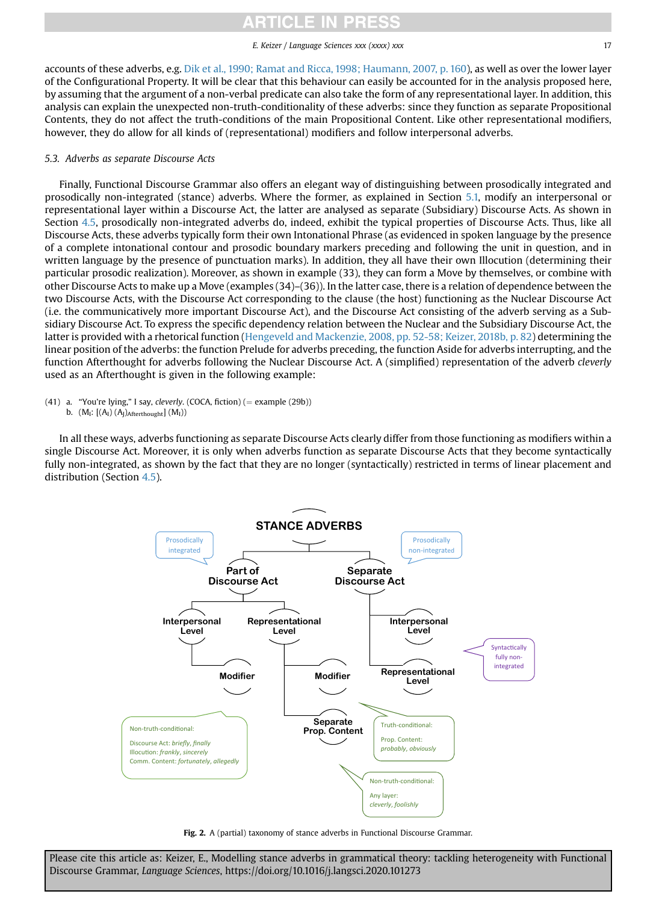accounts of these adverbs, e.g. Dik et al., 1990; Ramat and Ricca, 1998; Haumann, 2007, p. 160), as well as over the lower layer of the Configurational Property. It will be clear that this behaviour can easily be accounted for in the analysis proposed here, by assuming that the argument of a non-verbal predicate can also take the form of any representational layer. In addition, this analysis can explain the unexpected non-truth-conditionality of these adverbs: since they function as separate Propositional Contents, they do not affect the truth-conditions of the main Propositional Content. Like other representational modifiers, however, they do allow for all kinds of (representational) modifiers and follow interpersonal adverbs.

### 5.3. Adverbs as separate Discourse Acts

Finally, Functional Discourse Grammar also offers an elegant way of distinguishing between prosodically integrated and prosodically non-integrated (stance) adverbs. Where the former, as explained in Section 5.1, modify an interpersonal or representational layer within a Discourse Act, the latter are analysed as separate (Subsidiary) Discourse Acts. As shown in Section 4.5, prosodically non-integrated adverbs do, indeed, exhibit the typical properties of Discourse Acts. Thus, like all Discourse Acts, these adverbs typically form their own Intonational Phrase (as evidenced in spoken language by the presence of a complete intonational contour and prosodic boundary markers preceding and following the unit in question, and in written language by the presence of punctuation marks). In addition, they all have their own Illocution (determining their particular prosodic realization). Moreover, as shown in example (33), they can form a Move by themselves, or combine with other Discourse Acts to make up a Move (examples (34)–(36)). In the latter case, there is a relation of dependence between the two Discourse Acts, with the Discourse Act corresponding to the clause (the host) functioning as the Nuclear Discourse Act (i.e. the communicatively more important Discourse Act), and the Discourse Act consisting of the adverb serving as a Subsidiary Discourse Act. To express the specific dependency relation between the Nuclear and the Subsidiary Discourse Act, the latter is provided with a rhetorical function (Hengeveld and Mackenzie, 2008, pp. 52-58; Keizer, 2018b, p. 82) determining the linear position of the adverbs: the function Prelude for adverbs preceding, the function Aside for adverbs interrupting, and the function Afterthought for adverbs following the Nuclear Discourse Act. A (simplified) representation of the adverb *cleverly* used as an Afterthought is given in the following example:

(41) a. "You're lying," I say, *cleverly*. (COCA, fiction) (= example (29b))
b. $(M_I: [(A_I)\ (A_J)_{Afterthought}]\ (M_I))$

In all these ways, adverbs functioning as separate Discourse Acts clearly differ from those functioning as modifiers within a single Discourse Act. Moreover, it is only when adverbs function as separate Discourse Acts that they become syntactically fully non-integrated, as shown by the fact that they are no longer (syntactically) restricted in terms of linear placement and distribution (Section 4.5).

STANCE ADVERBS
Prosodically integrated
Prosodically non-integrated
Part of Discourse Act
Separate Discourse Act
Interpersonal Level
Representational Level
Interpersonal Level
Syntactically fully non-integrated
Modifier
Modifier
Representational Level
Separate Prop. Content
Non-truth-conditional:
Discourse Act: *briefly*, *finally*
Illocution: *frankly*, *sincerely*
Comm. Content: *fortunately*, *allegedly*
Truth-conditional:
Prop. Content:
*probably*, *obviously*
Non-truth-conditional:
Any layer:
*cleverly*, *foolishly*

**Fig. 2.** A (partial) taxonomy of stance adverbs in Functional Discourse Grammar.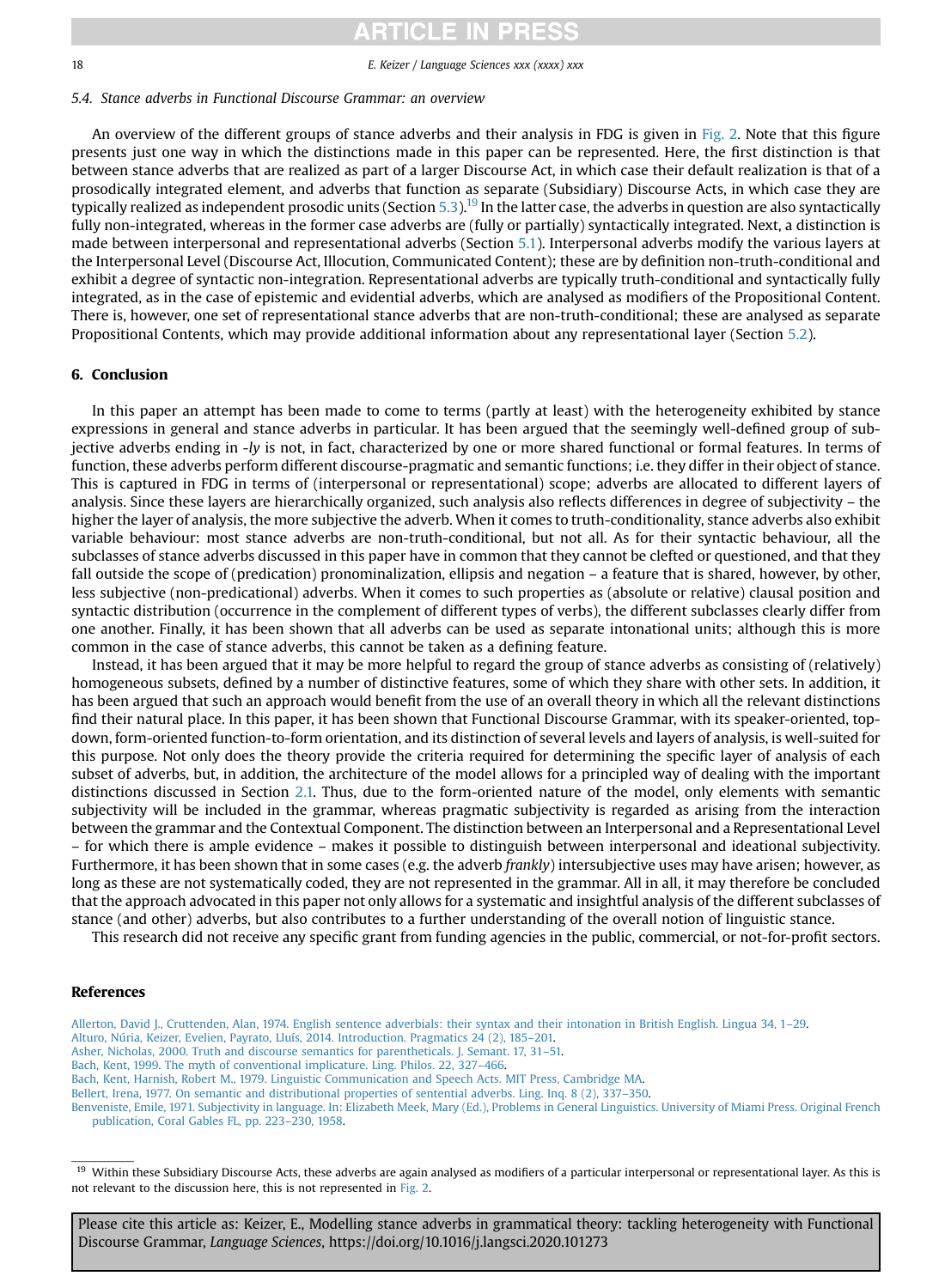### 5.4. Stance adverbs in Functional Discourse Grammar: an overview

An overview of the different groups of stance adverbs and their analysis in FDG is given in Fig. 2. Note that this figure presents just one way in which the distinctions made in this paper can be represented. Here, the first distinction is that between stance adverbs that are realized as part of a larger Discourse Act, in which case their default realization is that of a prosodically integrated element, and adverbs that function as separate (Subsidiary) Discourse Acts, in which case they are typically realized as independent prosodic units (Section 5.3).[19] In the latter case, the adverbs in question are also syntactically fully non-integrated, whereas in the former case adverbs are (fully or partially) syntactically integrated. Next, a distinction is made between interpersonal and representational adverbs (Section 5.1). Interpersonal adverbs modify the various layers at the Interpersonal Level (Discourse Act, Illocution, Communicated Content); these are by definition non-truth-conditional and exhibit a degree of syntactic non-integration. Representational adverbs are typically truth-conditional and syntactically fully integrated, as in the case of epistemic and evidential adverbs, which are analysed as modifiers of the Propositional Content. There is, however, one set of representational stance adverbs that are non-truth-conditional; these are analysed as separate Propositional Contents, which may provide additional information about any representational layer (Section 5.2).

## 6. Conclusion

In this paper an attempt has been made to come to terms (partly at least) with the heterogeneity exhibited by stance expressions in general and stance adverbs in particular. It has been argued that the seemingly well-defined group of subjective adverbs ending in *-ly* is not, in fact, characterized by one or more shared functional or formal features. In terms of function, these adverbs perform different discourse-pragmatic and semantic functions; i.e. they differ in their object of stance. This is captured in FDG in terms of (interpersonal or representational) scope; adverbs are allocated to different layers of analysis. Since these layers are hierarchically organized, such analysis also reflects differences in degree of subjectivity – the higher the layer of analysis, the more subjective the adverb. When it comes to truth-conditionality, stance adverbs also exhibit variable behaviour: most stance adverbs are non-truth-conditional, but not all. As for their syntactic behaviour, all the subclasses of stance adverbs discussed in this paper have in common that they cannot be clefted or questioned, and that they fall outside the scope of (predication) pronominalization, ellipsis and negation – a feature that is shared, however, by other, less subjective (non-predicational) adverbs. When it comes to such properties as (absolute or relative) clausal position and syntactic distribution (occurrence in the complement of different types of verbs), the different subclasses clearly differ from one another. Finally, it has been shown that all adverbs can be used as separate intonational units; although this is more common in the case of stance adverbs, this cannot be taken as a defining feature.

Instead, it has been argued that it may be more helpful to regard the group of stance adverbs as consisting of (relatively) homogeneous subsets, defined by a number of distinctive features, some of which they share with other sets. In addition, it has been argued that such an approach would benefit from the use of an overall theory in which all the relevant distinctions find their natural place. In this paper, it has been shown that Functional Discourse Grammar, with its speaker-oriented, top-down, form-oriented function-to-form orientation, and its distinction of several levels and layers of analysis, is well-suited for this purpose. Not only does the theory provide the criteria required for determining the specific layer of analysis of each subset of adverbs, but, in addition, the architecture of the model allows for a principled way of dealing with the important distinctions discussed in Section 2.1. Thus, due to the form-oriented nature of the model, only elements with semantic subjectivity will be included in the grammar, whereas pragmatic subjectivity is regarded as arising from the interaction between the grammar and the Contextual Component. The distinction between an Interpersonal and a Representational Level – for which there is ample evidence – makes it possible to distinguish between interpersonal and ideational subjectivity. Furthermore, it has been shown that in some cases (e.g. the adverb *frankly*) intersubjective uses may have arisen; however, as long as these are not systematically coded, they are not represented in the grammar. All in all, it may therefore be concluded that the approach advocated in this paper not only allows for a systematic and insightful analysis of the different subclasses of stance (and other) adverbs, but also contributes to a further understanding of the overall notion of linguistic stance.

This research did not receive any specific grant from funding agencies in the public, commercial, or not-for-profit sectors.

## References

Allerton, David J., Cruttenden, Alan, 1974. English sentence adverbials: their syntax and their intonation in British English. Lingua 34, 1–29.

Alturo, Núria, Keizer, Evelien, Payrato, Lluís, 2014. Introduction. Pragmatics 24 (2), 185–201.

Asher, Nicholas, 2000. Truth and discourse semantics for parentheticals. J. Semant. 17, 31–51.

Bach, Kent, 1999. The myth of conventional implicature. Ling. Philos. 22, 327–466.

Bach, Kent, Harnish, Robert M., 1979. Linguistic Communication and Speech Acts. MIT Press, Cambridge MA.

Bellert, Irena, 1977. On semantic and distributional properties of sentential adverbs. Ling. Inq. 8 (2), 337–350.

Benveniste, Emile, 1971. Subjectivity in language. In: Elizabeth Meek, Mary (Ed.), Problems in General Linguistics. University of Miami Press. Original French publication, Coral Gables FL, pp. 223–230, 1958.

[19] Within these Subsidiary Discourse Acts, these adverbs are again analysed as modifiers of a particular interpersonal or representational layer. As this is not relevant to the discussion here, this is not represented in Fig. 2.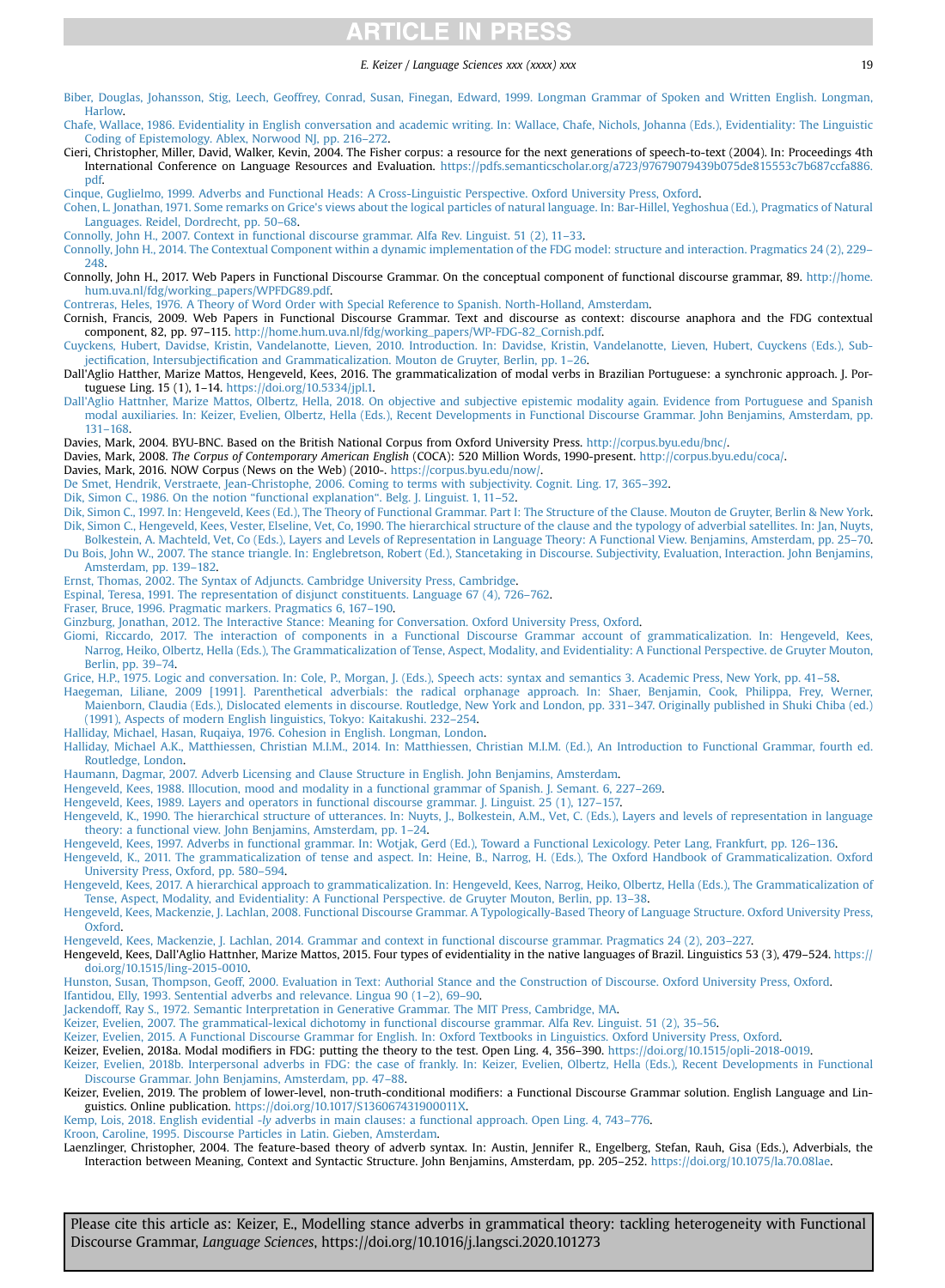Biber, Douglas, Johansson, Stig, Leech, Geoffrey, Conrad, Susan, Finegan, Edward, 1999. Longman Grammar of Spoken and Written English. Longman, Harlow.

Chafe, Wallace, 1986. Evidentiality in English conversation and academic writing. In: Wallace, Chafe, Nichols, Johanna (Eds.), Evidentiality: The Linguistic Coding of Epistemology. Ablex, Norwood NJ, pp. 216–272.

Cieri, Christopher, Miller, David, Walker, Kevin, 2004. The Fisher corpus: a resource for the next generations of speech-to-text (2004). In: Proceedings 4th International Conference on Language Resources and Evaluation. https://pdfs.semanticscholar.org/a723/97679079439b075de815553c7b687ccfa886.pdf.

Cinque, Guglielmo, 1999. Adverbs and Functional Heads: A Cross-Linguistic Perspective. Oxford University Press, Oxford.

Cohen, L. Jonathan, 1971. Some remarks on Grice's views about the logical particles of natural language. In: Bar-Hillel, Yeghoshua (Ed.), Pragmatics of Natural Languages. Reidel, Dordrecht, pp. 50–68.

Connolly, John H., 2007. Context in functional discourse grammar. Alfa Rev. Linguist. 51 (2), 11–33.

Connolly, John H., 2014. The Contextual Component within a dynamic implementation of the FDG model: structure and interaction. Pragmatics 24 (2), 229–248.

Connolly, John H., 2017. Web Papers in Functional Discourse Grammar. On the conceptual component of functional discourse grammar, 89. http://home.hum.uva.nl/fdg/working_papers/WPFDG89.pdf.

Contreras, Heles, 1976. A Theory of Word Order with Special Reference to Spanish. North-Holland, Amsterdam.

Cornish, Francis, 2009. Web Papers in Functional Discourse Grammar. Text and discourse as context: discourse anaphora and the FDG contextual component, 82, pp. 97–115. http://home.hum.uva.nl/fdg/working_papers/WP-FDG-82_Cornish.pdf.

Cuyckens, Hubert, Davidse, Kristin, Vandelanotte, Lieven, 2010. Introduction. In: Davidse, Kristin, Vandelanotte, Lieven, Hubert, Cuyckens (Eds.), Subjectification, Intersubjectification and Grammaticalization. Mouton de Gruyter, Berlin, pp. 1–26.

Dall'Aglio Hatther, Marize Mattos, Hengeveld, Kees, 2016. The grammaticalization of modal verbs in Brazilian Portuguese: a synchronic approach. J. Portuguese Ling. 15 (1), 1–14. https://doi.org/10.5334/jpl.1.

Dall'Aglio Hattnher, Marize Mattos, Olbertz, Hella, 2018. On objective and subjective epistemic modality again. Evidence from Portuguese and Spanish modal auxiliaries. In: Keizer, Evelien, Olbertz, Hella (Eds.), Recent Developments in Functional Discourse Grammar. John Benjamins, Amsterdam, pp. 131–168.

Davies, Mark, 2004. BYU-BNC. Based on the British National Corpus from Oxford University Press. http://corpus.byu.edu/bnc/.

Davies, Mark, 2008. *The Corpus of Contemporary American English* (COCA): 520 Million Words, 1990-present. http://corpus.byu.edu/coca/.

Davies, Mark, 2016. NOW Corpus (News on the Web) (2010-. https://corpus.byu.edu/now/.

De Smet, Hendrik, Verstraete, Jean-Christophe, 2006. Coming to terms with subjectivity. Cognit. Ling. 17, 365–392.

Dik, Simon C., 1986. On the notion "functional explanation". Belg. J. Linguist. 1, 11–52.

Dik, Simon C., 1997. In: Hengeveld, Kees (Ed.), The Theory of Functional Grammar. Part I: The Structure of the Clause. Mouton de Gruyter, Berlin & New York.

Dik, Simon C., Hengeveld, Kees, Vester, Elseline, Vet, Co, 1990. The hierarchical structure of the clause and the typology of adverbial satellites. In: Jan, Nuyts, Bolkestein, A. Machteld, Vet, Co (Eds.), Layers and Levels of Representation in Language Theory: A Functional View. Benjamins, Amsterdam, pp. 25–70.

Du Bois, John W., 2007. The stance triangle. In: Englebretson, Robert (Ed.), Stancetaking in Discourse. Subjectivity, Evaluation, Interaction. John Benjamins, Amsterdam, pp. 139–182.

Ernst, Thomas, 2002. The Syntax of Adjuncts. Cambridge University Press, Cambridge.

Espinal, Teresa, 1991. The representation of disjunct constituents. Language 67 (4), 726–762.

Fraser, Bruce, 1996. Pragmatic markers. Pragmatics 6, 167–190.

Ginzburg, Jonathan, 2012. The Interactive Stance: Meaning for Conversation. Oxford University Press, Oxford.

Giomi, Riccardo, 2017. The interaction of components in a Functional Discourse Grammar account of grammaticalization. In: Hengeveld, Kees, Narrog, Heiko, Olbertz, Hella (Eds.), The Grammaticalization of Tense, Aspect, Modality, and Evidentiality: A Functional Perspective. de Gruyter Mouton, Berlin, pp. 39–74.

Grice, H.P., 1975. Logic and conversation. In: Cole, P., Morgan, J. (Eds.), Speech acts: syntax and semantics 3. Academic Press, New York, pp. 41–58.

Haegeman, Liliane, 2009 [1991]. Parenthetical adverbials: the radical orphanage approach. In: Shaer, Benjamin, Cook, Philippa, Frey, Werner, Maienborn, Claudia (Eds.), Dislocated elements in discourse. Routledge, New York and London, pp. 331–347. Originally published in Shuki Chiba (ed.) (1991), Aspects of modern English linguistics, Tokyo: Kaitakushi. 232–254.

Halliday, Michael, Hasan, Ruqaiya, 1976. Cohesion in English. Longman, London.

Halliday, Michael A.K., Matthiessen, Christian M.I.M., 2014. In: Matthiessen, Christian M.I.M. (Ed.), An Introduction to Functional Grammar, fourth ed. Routledge, London.

Haumann, Dagmar, 2007. Adverb Licensing and Clause Structure in English. John Benjamins, Amsterdam.

Hengeveld, Kees, 1988. Illocution, mood and modality in a functional grammar of Spanish. J. Semant. 6, 227–269.

Hengeveld, Kees, 1989. Layers and operators in functional discourse grammar. J. Linguist. 25 (1), 127–157.

Hengeveld, K., 1990. The hierarchical structure of utterances. In: Nuyts, J., Bolkestein, A.M., Vet, C. (Eds.), Layers and levels of representation in language theory: a functional view. John Benjamins, Amsterdam, pp. 1–24.

Hengeveld, Kees, 1997. Adverbs in functional grammar. In: Wotjak, Gerd (Ed.), Toward a Functional Lexicology. Peter Lang, Frankfurt, pp. 126–136.

Hengeveld, K., 2011. The grammaticalization of tense and aspect. In: Heine, B., Narrog, H. (Eds.), The Oxford Handbook of Grammaticalization. Oxford University Press, Oxford, pp. 580–594.

Hengeveld, Kees, 2017. A hierarchical approach to grammaticalization. In: Hengeveld, Kees, Narrog, Heiko, Olbertz, Hella (Eds.), The Grammaticalization of Tense, Aspect, Modality, and Evidentiality: A Functional Perspective. de Gruyter Mouton, Berlin, pp. 13–38.

Hengeveld, Kees, Mackenzie, J. Lachlan, 2008. Functional Discourse Grammar. A Typologically-Based Theory of Language Structure. Oxford University Press, Oxford.

Hengeveld, Kees, Mackenzie, J. Lachlan, 2014. Grammar and context in functional discourse grammar. Pragmatics 24 (2), 203–227.

Hengeveld, Kees, Dall'Aglio Hattnher, Marize Mattos, 2015. Four types of evidentiality in the native languages of Brazil. Linguistics 53 (3), 479–524. https://doi.org/10.1515/ling-2015-0010.

Hunston, Susan, Thompson, Geoff, 2000. Evaluation in Text: Authorial Stance and the Construction of Discourse. Oxford University Press, Oxford.

Ifantidou, Elly, 1993. Sentential adverbs and relevance. Lingua 90 (1–2), 69–90.

Jackendoff, Ray S., 1972. Semantic Interpretation in Generative Grammar. The MIT Press, Cambridge, MA.

Keizer, Evelien, 2007. The grammatical-lexical dichotomy in functional discourse grammar. Alfa Rev. Linguist. 51 (2), 35–56.

Keizer, Evelien, 2015. A Functional Discourse Grammar for English. In: Oxford Textbooks in Linguistics. Oxford University Press, Oxford.

Keizer, Evelien, 2018a. Modal modifiers in FDG: putting the theory to the test. Open Ling. 4, 356–390. https://doi.org/10.1515/opli-2018-0019.

Keizer, Evelien, 2018b. Interpersonal adverbs in FDG: the case of frankly. In: Keizer, Evelien, Olbertz, Hella (Eds.), Recent Developments in Functional Discourse Grammar. John Benjamins, Amsterdam, pp. 47–88.

Keizer, Evelien, 2019. The problem of lower-level, non-truth-conditional modifiers: a Functional Discourse Grammar solution. English Language and Linguistics. Online publication. https://doi.org/10.1017/S136067431900011X.

Kemp, Lois, 2018. English evidential *-ly* adverbs in main clauses: a functional approach. Open Ling. 4, 743–776.

Kroon, Caroline, 1995. Discourse Particles in Latin. Gieben, Amsterdam.

Laenzlinger, Christopher, 2004. The feature-based theory of adverb syntax. In: Austin, Jennifer R., Engelberg, Stefan, Rauh, Gisa (Eds.), Adverbials, the Interaction between Meaning, Context and Syntactic Structure. John Benjamins, Amsterdam, pp. 205–252. https://doi.org/10.1075/la.70.08lae.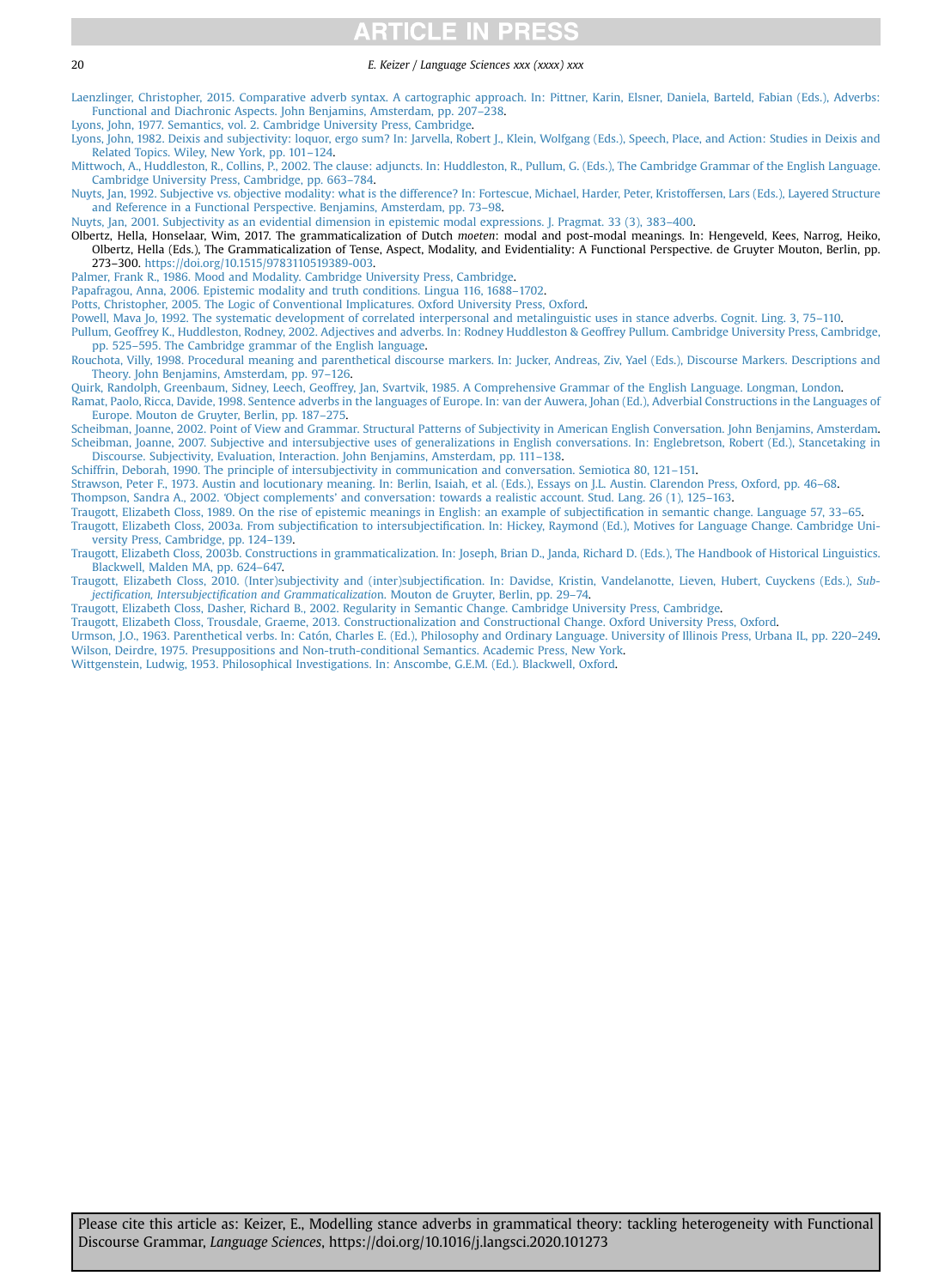Laenzlinger, Christopher, 2015. Comparative adverb syntax. A cartographic approach. In: Pittner, Karin, Elsner, Daniela, Barteld, Fabian (Eds.), Adverbs: Functional and Diachronic Aspects. John Benjamins, Amsterdam, pp. 207–238.

Lyons, John, 1977. Semantics, vol. 2. Cambridge University Press, Cambridge.

Lyons, John, 1982. Deixis and subjectivity: loquor, ergo sum? In: Jarvella, Robert J., Klein, Wolfgang (Eds.), Speech, Place, and Action: Studies in Deixis and Related Topics. Wiley, New York, pp. 101–124.

Mittwoch, A., Huddleston, R., Collins, P., 2002. The clause: adjuncts. In: Huddleston, R., Pullum, G. (Eds.), The Cambridge Grammar of the English Language. Cambridge University Press, Cambridge, pp. 663–784.

Nuyts, Jan, 1992. Subjective vs. objective modality: what is the difference? In: Fortescue, Michael, Harder, Peter, Kristoffersen, Lars (Eds.), Layered Structure and Reference in a Functional Perspective. Benjamins, Amsterdam, pp. 73–98.

Nuyts, Jan, 2001. Subjectivity as an evidential dimension in epistemic modal expressions. J. Pragmat. 33 (3), 383–400.

Olbertz, Hella, Honselaar, Wim, 2017. The grammaticalization of Dutch *moeten*: modal and post-modal meanings. In: Hengeveld, Kees, Narrog, Heiko, Olbertz, Hella (Eds.), The Grammaticalization of Tense, Aspect, Modality, and Evidentiality: A Functional Perspective. de Gruyter Mouton, Berlin, pp. 273–300. https://doi.org/10.1515/9783110519389-003.

Palmer, Frank R., 1986. Mood and Modality. Cambridge University Press, Cambridge.

Papafragou, Anna, 2006. Epistemic modality and truth conditions. Lingua 116, 1688–1702.

Potts, Christopher, 2005. The Logic of Conventional Implicatures. Oxford University Press, Oxford.

Powell, Mava Jo, 1992. The systematic development of correlated interpersonal and metalinguistic uses in stance adverbs. Cognit. Ling. 3, 75–110.

Pullum, Geoffrey K., Huddleston, Rodney, 2002. Adjectives and adverbs. In: Rodney Huddleston & Geoffrey Pullum. Cambridge University Press, Cambridge, pp. 525–595. The Cambridge grammar of the English language.

Rouchota, Villy, 1998. Procedural meaning and parenthetical discourse markers. In: Jucker, Andreas, Ziv, Yael (Eds.), Discourse Markers. Descriptions and Theory. John Benjamins, Amsterdam, pp. 97–126.

Quirk, Randolph, Greenbaum, Sidney, Leech, Geoffrey, Jan, Svartvik, 1985. A Comprehensive Grammar of the English Language. Longman, London.

Ramat, Paolo, Ricca, Davide, 1998. Sentence adverbs in the languages of Europe. In: van der Auwera, Johan (Ed.), Adverbial Constructions in the Languages of Europe. Mouton de Gruyter, Berlin, pp. 187–275.

Scheibman, Joanne, 2002. Point of View and Grammar. Structural Patterns of Subjectivity in American English Conversation. John Benjamins, Amsterdam.

Scheibman, Joanne, 2007. Subjective and intersubjective uses of generalizations in English conversations. In: Englebretson, Robert (Ed.), Stancetaking in Discourse. Subjectivity, Evaluation, Interaction. John Benjamins, Amsterdam, pp. 111–138.

Schiffrin, Deborah, 1990. The principle of intersubjectivity in communication and conversation. Semiotica 80, 121–151.

Strawson, Peter F., 1973. Austin and locutionary meaning. In: Berlin, Isaiah, et al. (Eds.), Essays on J.L. Austin. Clarendon Press, Oxford, pp. 46–68.

Thompson, Sandra A., 2002. 'Object complements' and conversation: towards a realistic account. Stud. Lang. 26 (1), 125–163.

Traugott, Elizabeth Closs, 1989. On the rise of epistemic meanings in English: an example of subjectification in semantic change. Language 57, 33–65.

Traugott, Elizabeth Closs, 2003a. From subjectification to intersubjectification. In: Hickey, Raymond (Ed.), Motives for Language Change. Cambridge University Press, Cambridge, pp. 124–139.

Traugott, Elizabeth Closs, 2003b. Constructions in grammaticalization. In: Joseph, Brian D., Janda, Richard D. (Eds.), The Handbook of Historical Linguistics. Blackwell, Malden MA, pp. 624–647.

Traugott, Elizabeth Closs, 2010. (Inter)subjectivity and (inter)subjectification. In: Davidse, Kristin, Vandelanotte, Lieven, Hubert, Cuyckens (Eds.), *Subjectification, Intersubjectification and Grammaticalization*. Mouton de Gruyter, Berlin, pp. 29–74.

Traugott, Elizabeth Closs, Dasher, Richard B., 2002. Regularity in Semantic Change. Cambridge University Press, Cambridge.

Traugott, Elizabeth Closs, Trousdale, Graeme, 2013. Constructionalization and Constructional Change. Oxford University Press, Oxford.

Urmson, J.O., 1963. Parenthetical verbs. In: Catón, Charles E. (Ed.), Philosophy and Ordinary Language. University of Illinois Press, Urbana IL, pp. 220–249.

Wilson, Deirdre, 1975. Presuppositions and Non-truth-conditional Semantics. Academic Press, New York.

Wittgenstein, Ludwig, 1953. Philosophical Investigations. In: Anscombe, G.E.M. (Ed.). Blackwell, Oxford.

Please cite this article as: Keizer, E., Modelling stance adverbs in grammatical theory: tackling heterogeneity with Functional Discourse Grammar, *Language Sciences*, https://doi.org/10.1016/j.langsci.2020.101273